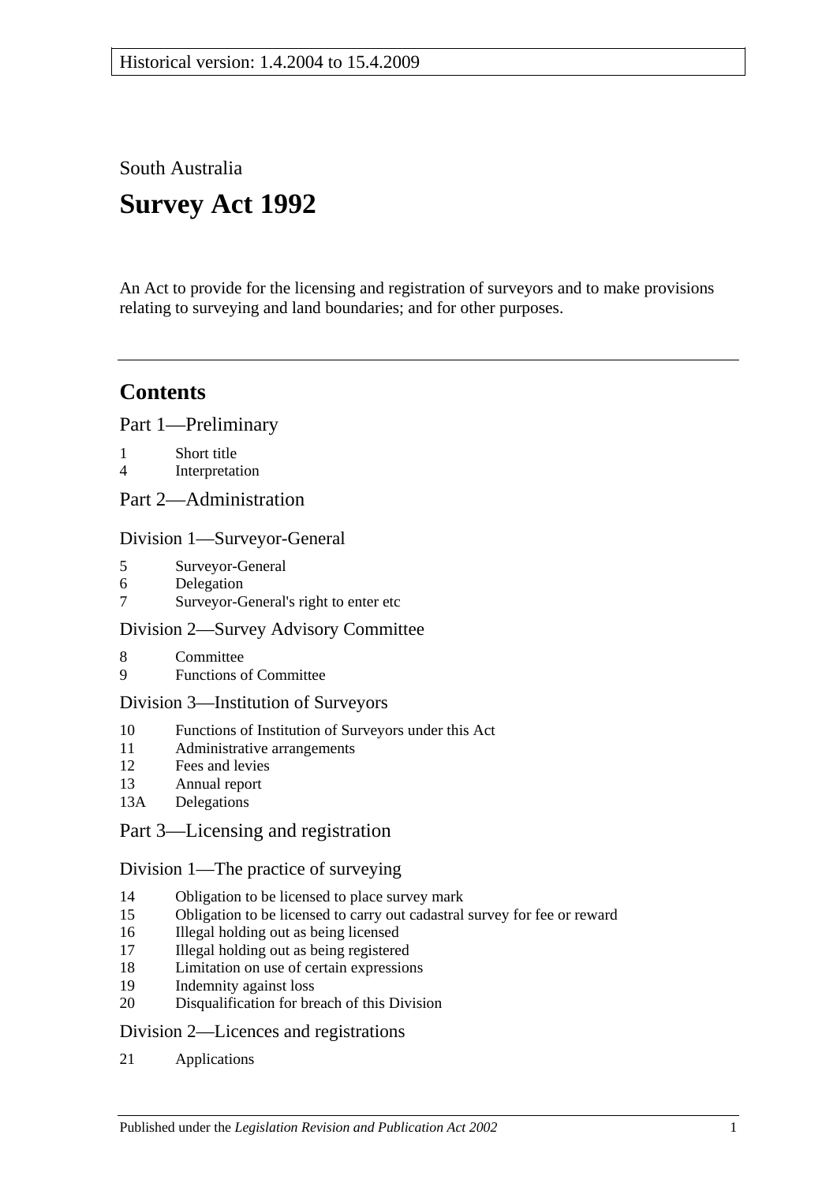Historical version: 1.4.2004 to 15.4.2009

South Australia

# Survey Act 1992

An Act to provide for the licensing and registration of surveyors and to make provisions relating to surveying and land boundaries; and for other purposes.

## Contents

### Part 1—Preliminary

1 Short title
4 Interpretation

### Part 2—Administration

#### Division 1—Surveyor-General

5 Surveyor-General
6 Delegation
7 Surveyor-General's right to enter etc

#### Division 2—Survey Advisory Committee

8 Committee
9 Functions of Committee

#### Division 3—Institution of Surveyors

10 Functions of Institution of Surveyors under this Act
11 Administrative arrangements
12 Fees and levies
13 Annual report
13A Delegations

### Part 3—Licensing and registration

#### Division 1—The practice of surveying

14 Obligation to be licensed to place survey mark
15 Obligation to be licensed to carry out cadastral survey for fee or reward
16 Illegal holding out as being licensed
17 Illegal holding out as being registered
18 Limitation on use of certain expressions
19 Indemnity against loss
20 Disqualification for breach of this Division

#### Division 2—Licences and registrations

21 Applications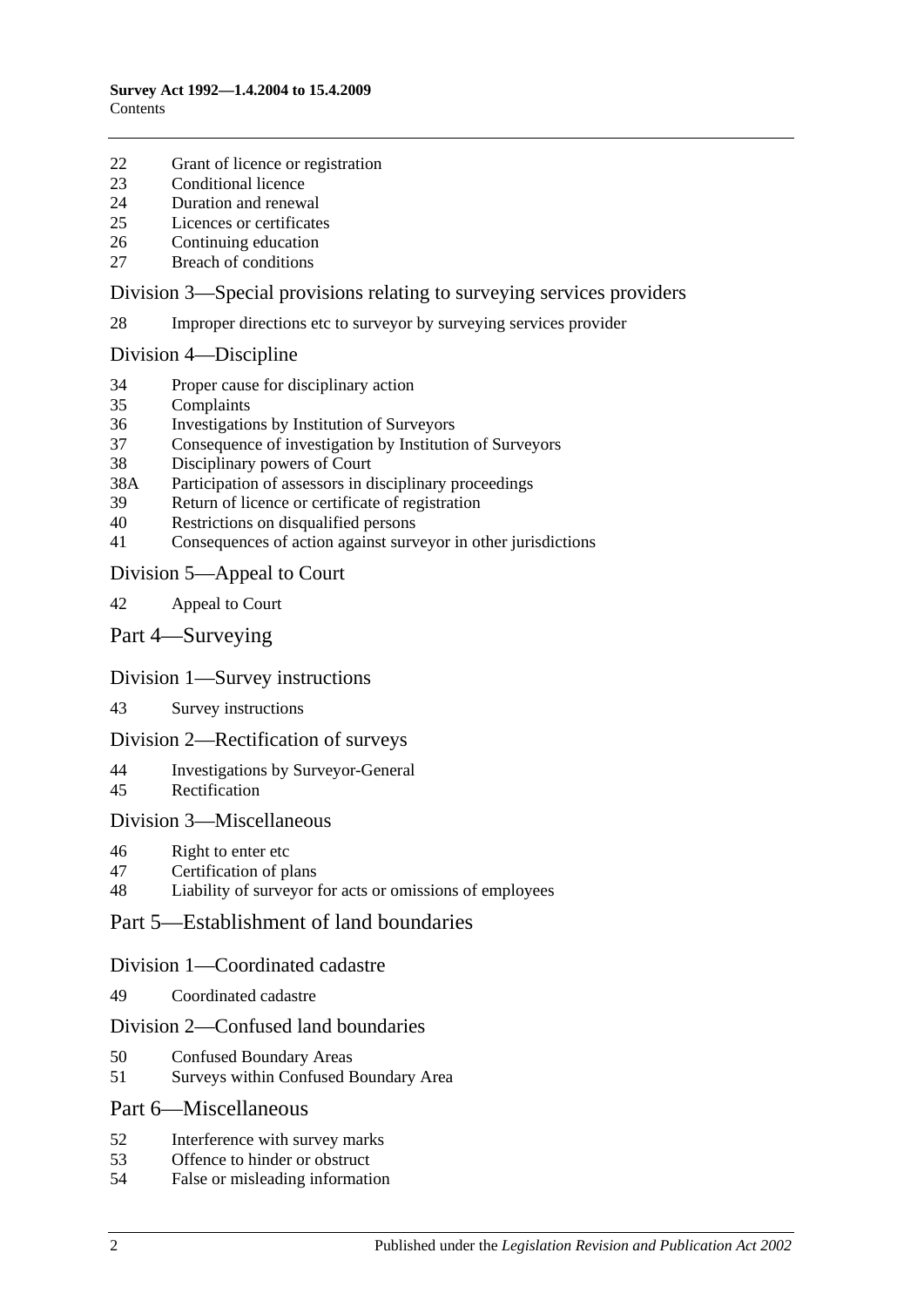22 Grant of licence or registration
23 Conditional licence
24 Duration and renewal
25 Licences or certificates
26 Continuing education
27 Breach of conditions

## Division 3—Special provisions relating to surveying services providers

28 Improper directions etc to surveyor by surveying services provider

## Division 4—Discipline

34 Proper cause for disciplinary action
35 Complaints
36 Investigations by Institution of Surveyors
37 Consequence of investigation by Institution of Surveyors
38 Disciplinary powers of Court
38A Participation of assessors in disciplinary proceedings
39 Return of licence or certificate of registration
40 Restrictions on disqualified persons
41 Consequences of action against surveyor in other jurisdictions

## Division 5—Appeal to Court

42 Appeal to Court

# Part 4—Surveying

## Division 1—Survey instructions

43 Survey instructions

## Division 2—Rectification of surveys

44 Investigations by Surveyor-General
45 Rectification

## Division 3—Miscellaneous

46 Right to enter etc
47 Certification of plans
48 Liability of surveyor for acts or omissions of employees

# Part 5—Establishment of land boundaries

## Division 1—Coordinated cadastre

49 Coordinated cadastre

## Division 2—Confused land boundaries

50 Confused Boundary Areas
51 Surveys within Confused Boundary Area

# Part 6—Miscellaneous

52 Interference with survey marks
53 Offence to hinder or obstruct
54 False or misleading information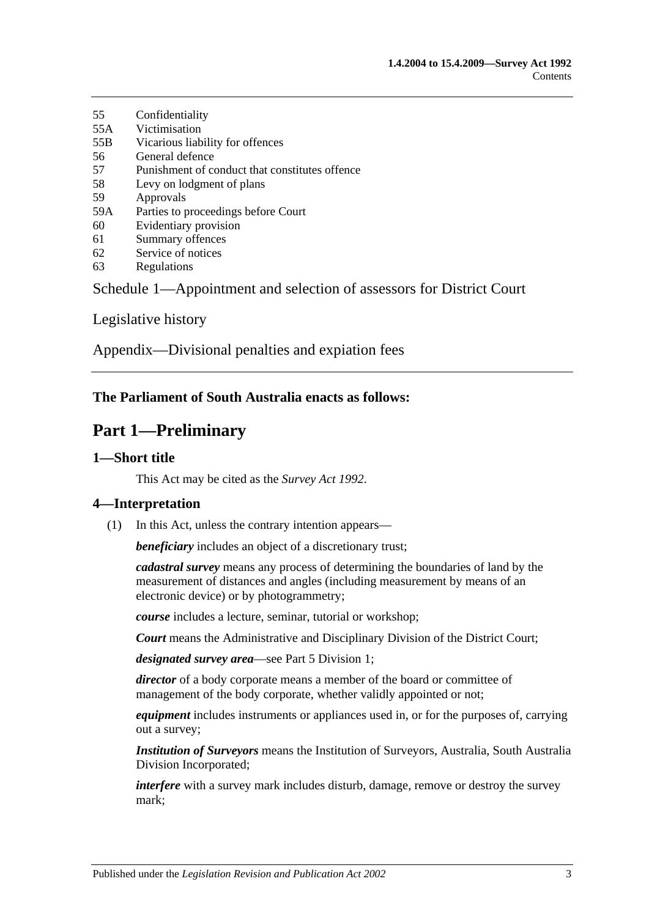55 Confidentiality
55A Victimisation
55B Vicarious liability for offences
56 General defence
57 Punishment of conduct that constitutes offence
58 Levy on lodgment of plans
59 Approvals
59A Parties to proceedings before Court
60 Evidentiary provision
61 Summary offences
62 Service of notices
63 Regulations

Schedule 1—Appointment and selection of assessors for District Court

Legislative history

Appendix—Divisional penalties and expiation fees

**The Parliament of South Australia enacts as follows:**

# Part 1—Preliminary

## 1—Short title

This Act may be cited as the *Survey Act 1992*.

## 4—Interpretation

(1) In this Act, unless the contrary intention appears—

***beneficiary*** includes an object of a discretionary trust;

***cadastral survey*** means any process of determining the boundaries of land by the measurement of distances and angles (including measurement by means of an electronic device) or by photogrammetry;

***course*** includes a lecture, seminar, tutorial or workshop;

***Court*** means the Administrative and Disciplinary Division of the District Court;

***designated survey area***—see Part 5 Division 1;

***director*** of a body corporate means a member of the board or committee of management of the body corporate, whether validly appointed or not;

***equipment*** includes instruments or appliances used in, or for the purposes of, carrying out a survey;

***Institution of Surveyors*** means the Institution of Surveyors, Australia, South Australia Division Incorporated;

***interfere*** with a survey mark includes disturb, damage, remove or destroy the survey mark;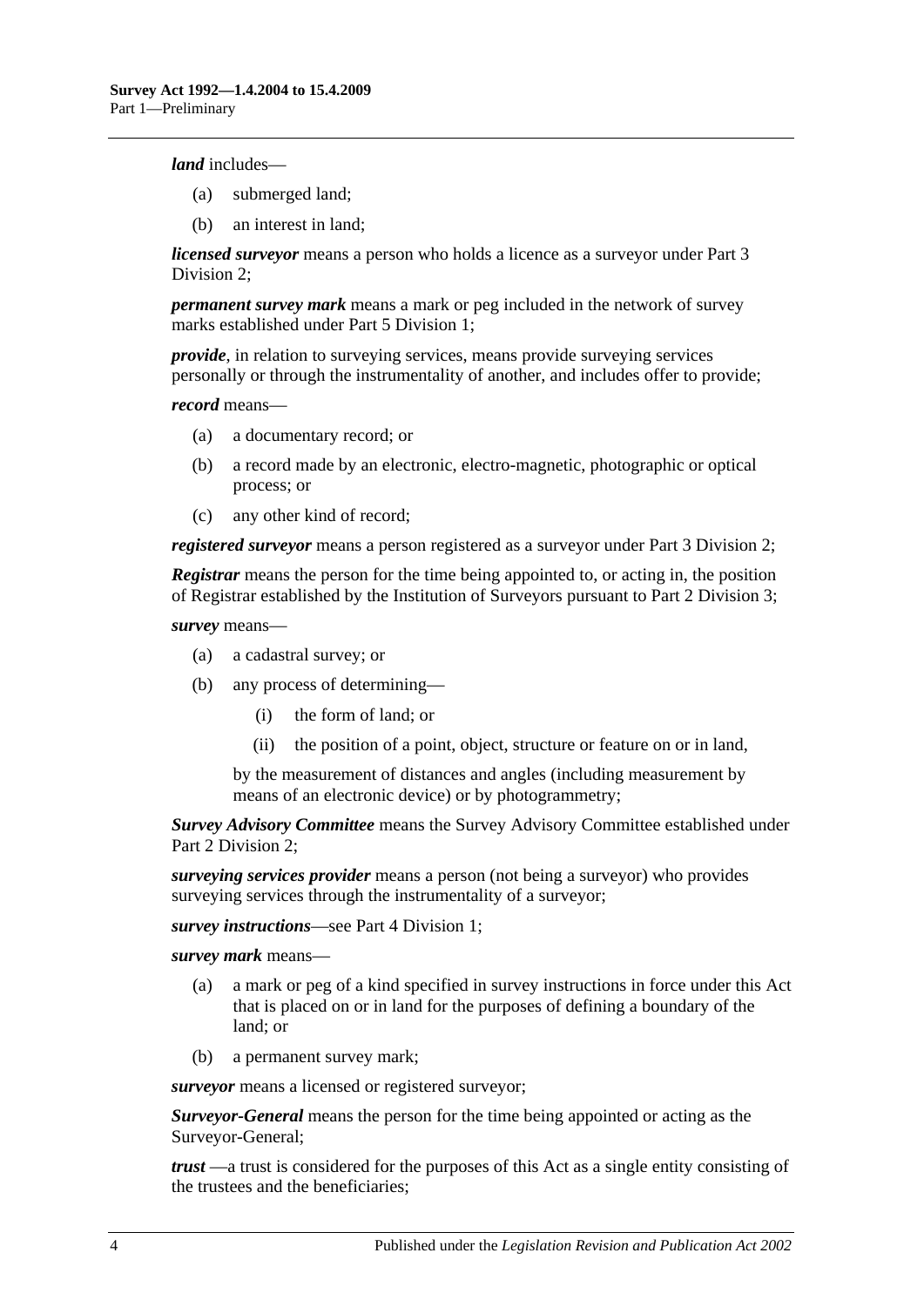***land*** includes—

(a) submerged land;

(b) an interest in land;

***licensed surveyor*** means a person who holds a licence as a surveyor under Part 3 Division 2;

***permanent survey mark*** means a mark or peg included in the network of survey marks established under Part 5 Division 1;

***provide***, in relation to surveying services, means provide surveying services personally or through the instrumentality of another, and includes offer to provide;

***record*** means—

(a) a documentary record; or

(b) a record made by an electronic, electro-magnetic, photographic or optical process; or

(c) any other kind of record;

***registered surveyor*** means a person registered as a surveyor under Part 3 Division 2;

***Registrar*** means the person for the time being appointed to, or acting in, the position of Registrar established by the Institution of Surveyors pursuant to Part 2 Division 3;

***survey*** means—

(a) a cadastral survey; or

(b) any process of determining—

  (i) the form of land; or

  (ii) the position of a point, object, structure or feature on or in land,

by the measurement of distances and angles (including measurement by means of an electronic device) or by photogrammetry;

***Survey Advisory Committee*** means the Survey Advisory Committee established under Part 2 Division 2;

***surveying services provider*** means a person (not being a surveyor) who provides surveying services through the instrumentality of a surveyor;

***survey instructions***—see Part 4 Division 1;

***survey mark*** means—

(a) a mark or peg of a kind specified in survey instructions in force under this Act that is placed on or in land for the purposes of defining a boundary of the land; or

(b) a permanent survey mark;

***surveyor*** means a licensed or registered surveyor;

***Surveyor-General*** means the person for the time being appointed or acting as the Surveyor-General;

***trust*** —a trust is considered for the purposes of this Act as a single entity consisting of the trustees and the beneficiaries;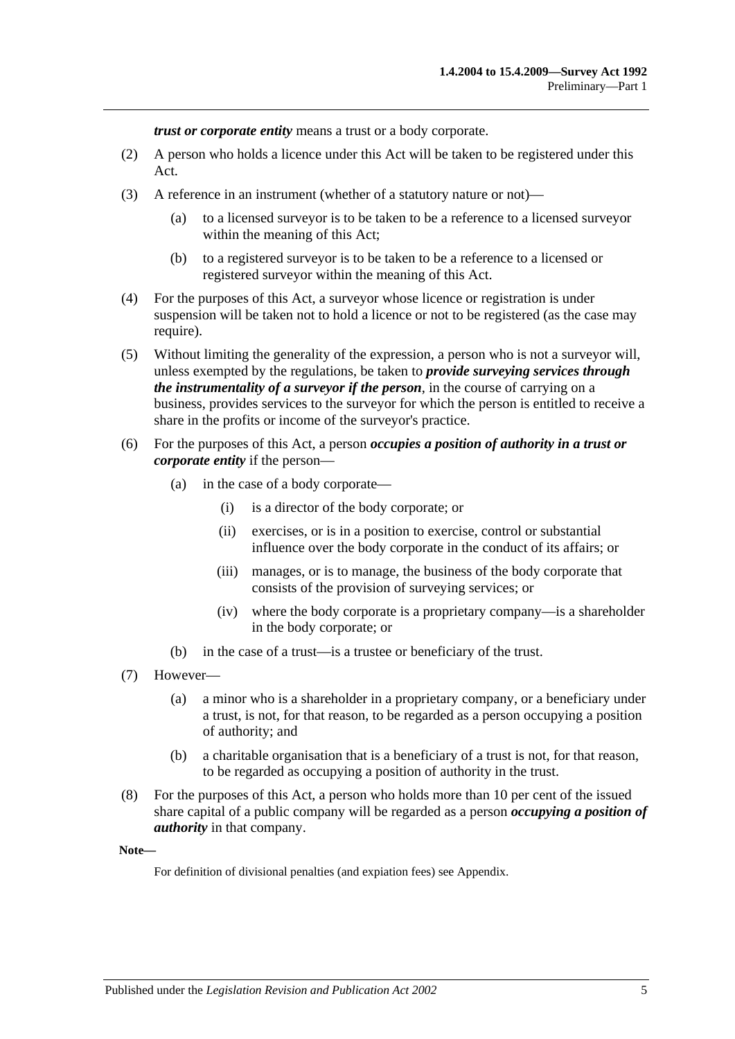***trust or corporate entity*** means a trust or a body corporate.

(2) A person who holds a licence under this Act will be taken to be registered under this Act.

(3) A reference in an instrument (whether of a statutory nature or not)—

(a) to a licensed surveyor is to be taken to be a reference to a licensed surveyor within the meaning of this Act;

(b) to a registered surveyor is to be taken to be a reference to a licensed or registered surveyor within the meaning of this Act.

(4) For the purposes of this Act, a surveyor whose licence or registration is under suspension will be taken not to hold a licence or not to be registered (as the case may require).

(5) Without limiting the generality of the expression, a person who is not a surveyor will, unless exempted by the regulations, be taken to ***provide surveying services through the instrumentality of a surveyor if the person***, in the course of carrying on a business, provides services to the surveyor for which the person is entitled to receive a share in the profits or income of the surveyor's practice.

(6) For the purposes of this Act, a person ***occupies a position of authority in a trust or corporate entity*** if the person—

(a) in the case of a body corporate—

(i) is a director of the body corporate; or

(ii) exercises, or is in a position to exercise, control or substantial influence over the body corporate in the conduct of its affairs; or

(iii) manages, or is to manage, the business of the body corporate that consists of the provision of surveying services; or

(iv) where the body corporate is a proprietary company—is a shareholder in the body corporate; or

(b) in the case of a trust—is a trustee or beneficiary of the trust.

(7) However—

(a) a minor who is a shareholder in a proprietary company, or a beneficiary under a trust, is not, for that reason, to be regarded as a person occupying a position of authority; and

(b) a charitable organisation that is a beneficiary of a trust is not, for that reason, to be regarded as occupying a position of authority in the trust.

(8) For the purposes of this Act, a person who holds more than 10 per cent of the issued share capital of a public company will be regarded as a person ***occupying a position of authority*** in that company.

**Note—**

For definition of divisional penalties (and expiation fees) see Appendix.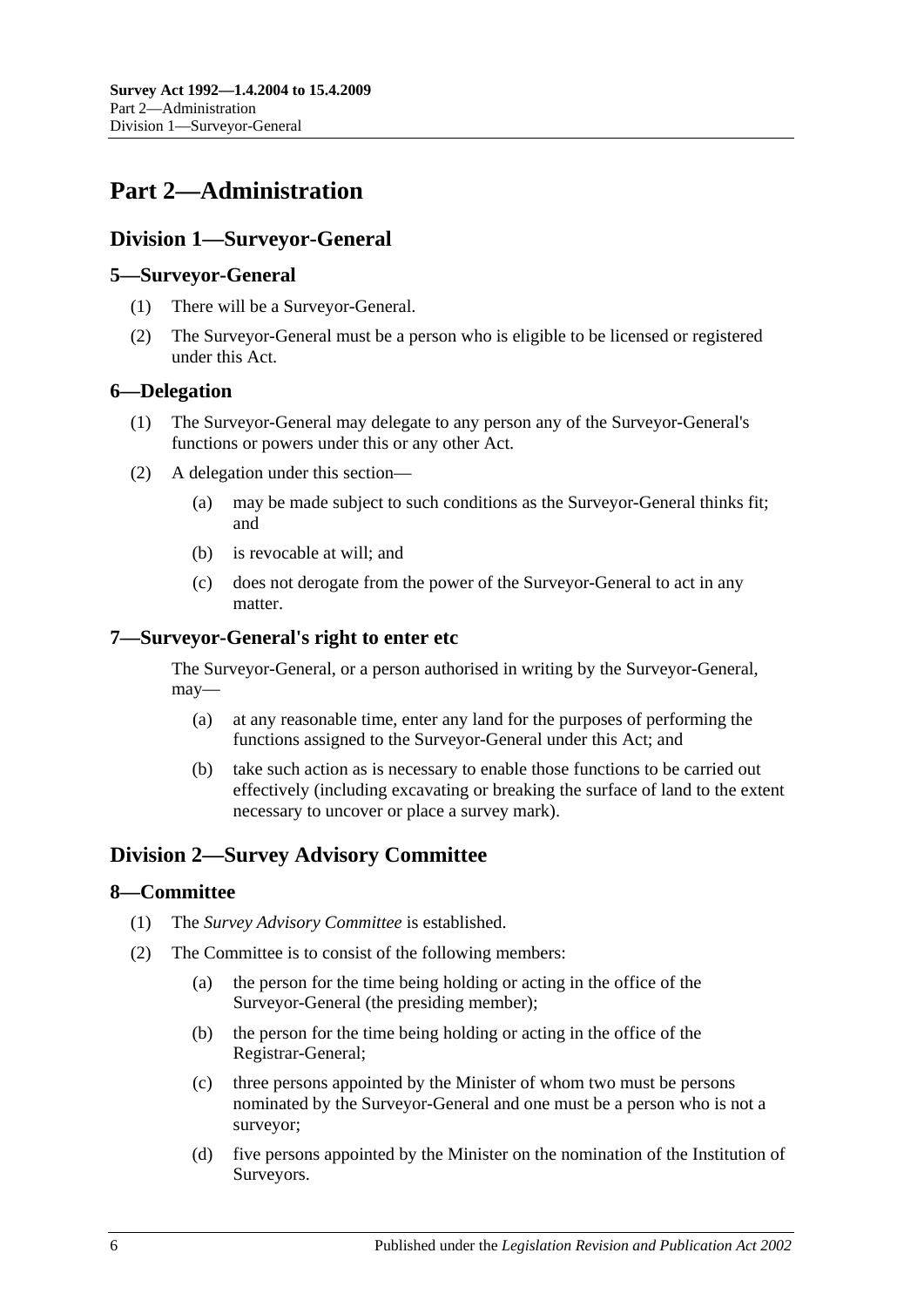# Part 2—Administration

## Division 1—Surveyor-General

### 5—Surveyor-General

(1) There will be a Surveyor-General.

(2) The Surveyor-General must be a person who is eligible to be licensed or registered under this Act.

### 6—Delegation

(1) The Surveyor-General may delegate to any person any of the Surveyor-General's functions or powers under this or any other Act.

(2) A delegation under this section—

(a) may be made subject to such conditions as the Surveyor-General thinks fit; and

(b) is revocable at will; and

(c) does not derogate from the power of the Surveyor-General to act in any matter.

### 7—Surveyor-General's right to enter etc

The Surveyor-General, or a person authorised in writing by the Surveyor-General, may—

(a) at any reasonable time, enter any land for the purposes of performing the functions assigned to the Surveyor-General under this Act; and

(b) take such action as is necessary to enable those functions to be carried out effectively (including excavating or breaking the surface of land to the extent necessary to uncover or place a survey mark).

## Division 2—Survey Advisory Committee

### 8—Committee

(1) The *Survey Advisory Committee* is established.

(2) The Committee is to consist of the following members:

(a) the person for the time being holding or acting in the office of the Surveyor-General (the presiding member);

(b) the person for the time being holding or acting in the office of the Registrar-General;

(c) three persons appointed by the Minister of whom two must be persons nominated by the Surveyor-General and one must be a person who is not a surveyor;

(d) five persons appointed by the Minister on the nomination of the Institution of Surveyors.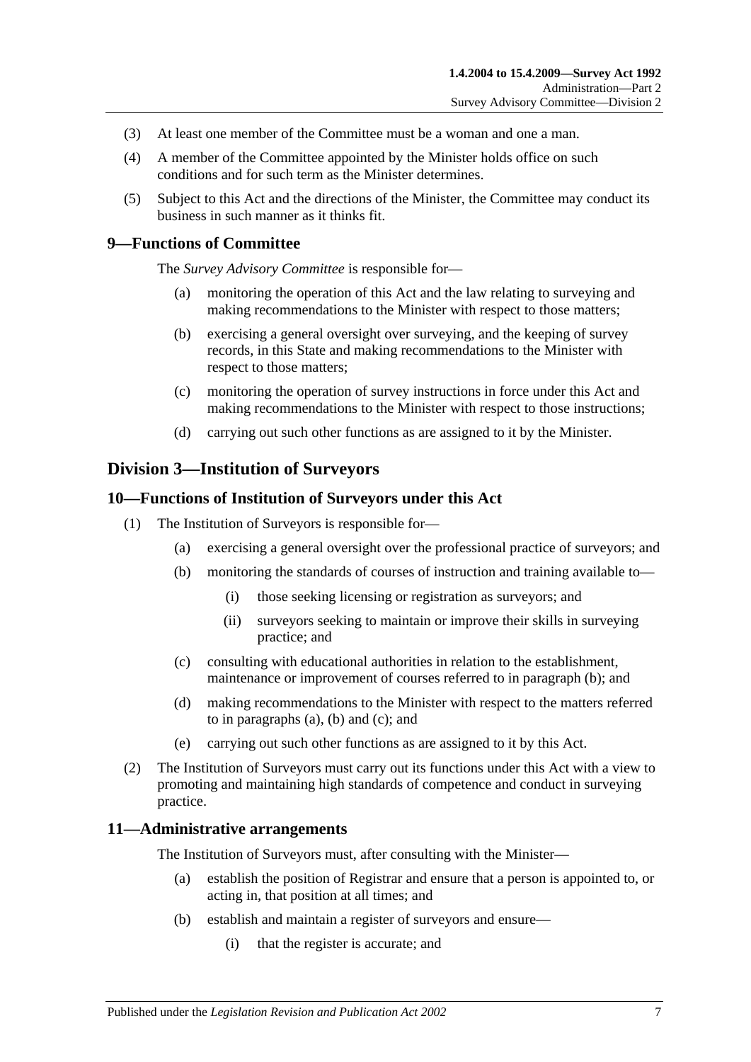(3) At least one member of the Committee must be a woman and one a man.

(4) A member of the Committee appointed by the Minister holds office on such conditions and for such term as the Minister determines.

(5) Subject to this Act and the directions of the Minister, the Committee may conduct its business in such manner as it thinks fit.

### 9—Functions of Committee

The *Survey Advisory Committee* is responsible for—

(a) monitoring the operation of this Act and the law relating to surveying and making recommendations to the Minister with respect to those matters;

(b) exercising a general oversight over surveying, and the keeping of survey records, in this State and making recommendations to the Minister with respect to those matters;

(c) monitoring the operation of survey instructions in force under this Act and making recommendations to the Minister with respect to those instructions;

(d) carrying out such other functions as are assigned to it by the Minister.

## Division 3—Institution of Surveyors

### 10—Functions of Institution of Surveyors under this Act

(1) The Institution of Surveyors is responsible for—

(a) exercising a general oversight over the professional practice of surveyors; and

(b) monitoring the standards of courses of instruction and training available to—

(i) those seeking licensing or registration as surveyors; and

(ii) surveyors seeking to maintain or improve their skills in surveying practice; and

(c) consulting with educational authorities in relation to the establishment, maintenance or improvement of courses referred to in paragraph (b); and

(d) making recommendations to the Minister with respect to the matters referred to in paragraphs (a), (b) and (c); and

(e) carrying out such other functions as are assigned to it by this Act.

(2) The Institution of Surveyors must carry out its functions under this Act with a view to promoting and maintaining high standards of competence and conduct in surveying practice.

### 11—Administrative arrangements

The Institution of Surveyors must, after consulting with the Minister—

(a) establish the position of Registrar and ensure that a person is appointed to, or acting in, that position at all times; and

(b) establish and maintain a register of surveyors and ensure—

(i) that the register is accurate; and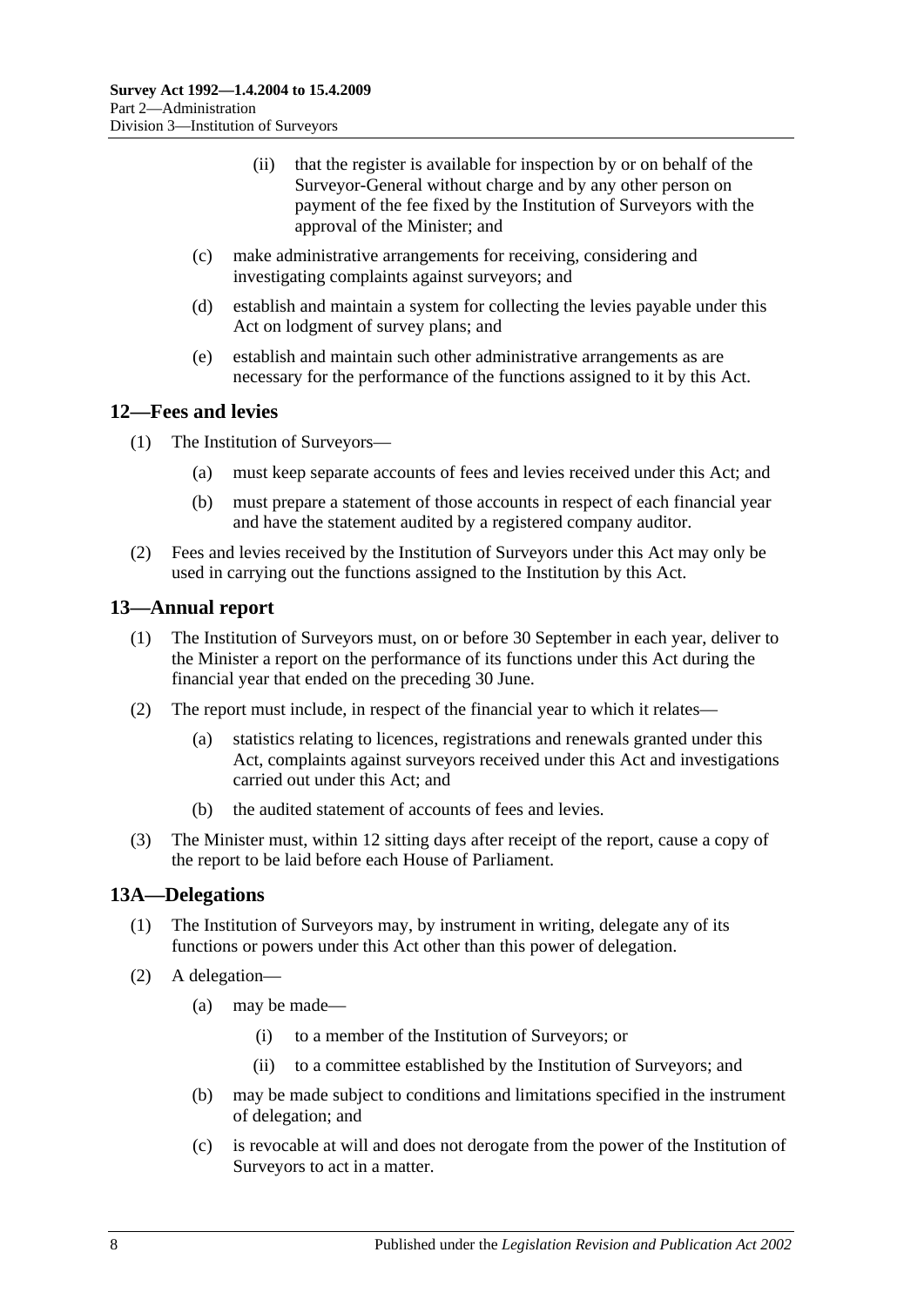(ii) that the register is available for inspection by or on behalf of the Surveyor-General without charge and by any other person on payment of the fee fixed by the Institution of Surveyors with the approval of the Minister; and

(c) make administrative arrangements for receiving, considering and investigating complaints against surveyors; and

(d) establish and maintain a system for collecting the levies payable under this Act on lodgment of survey plans; and

(e) establish and maintain such other administrative arrangements as are necessary for the performance of the functions assigned to it by this Act.

## 12—Fees and levies

(1) The Institution of Surveyors—

(a) must keep separate accounts of fees and levies received under this Act; and

(b) must prepare a statement of those accounts in respect of each financial year and have the statement audited by a registered company auditor.

(2) Fees and levies received by the Institution of Surveyors under this Act may only be used in carrying out the functions assigned to the Institution by this Act.

## 13—Annual report

(1) The Institution of Surveyors must, on or before 30 September in each year, deliver to the Minister a report on the performance of its functions under this Act during the financial year that ended on the preceding 30 June.

(2) The report must include, in respect of the financial year to which it relates—

(a) statistics relating to licences, registrations and renewals granted under this Act, complaints against surveyors received under this Act and investigations carried out under this Act; and

(b) the audited statement of accounts of fees and levies.

(3) The Minister must, within 12 sitting days after receipt of the report, cause a copy of the report to be laid before each House of Parliament.

## 13A—Delegations

(1) The Institution of Surveyors may, by instrument in writing, delegate any of its functions or powers under this Act other than this power of delegation.

(2) A delegation—

(a) may be made—

(i) to a member of the Institution of Surveyors; or

(ii) to a committee established by the Institution of Surveyors; and

(b) may be made subject to conditions and limitations specified in the instrument of delegation; and

(c) is revocable at will and does not derogate from the power of the Institution of Surveyors to act in a matter.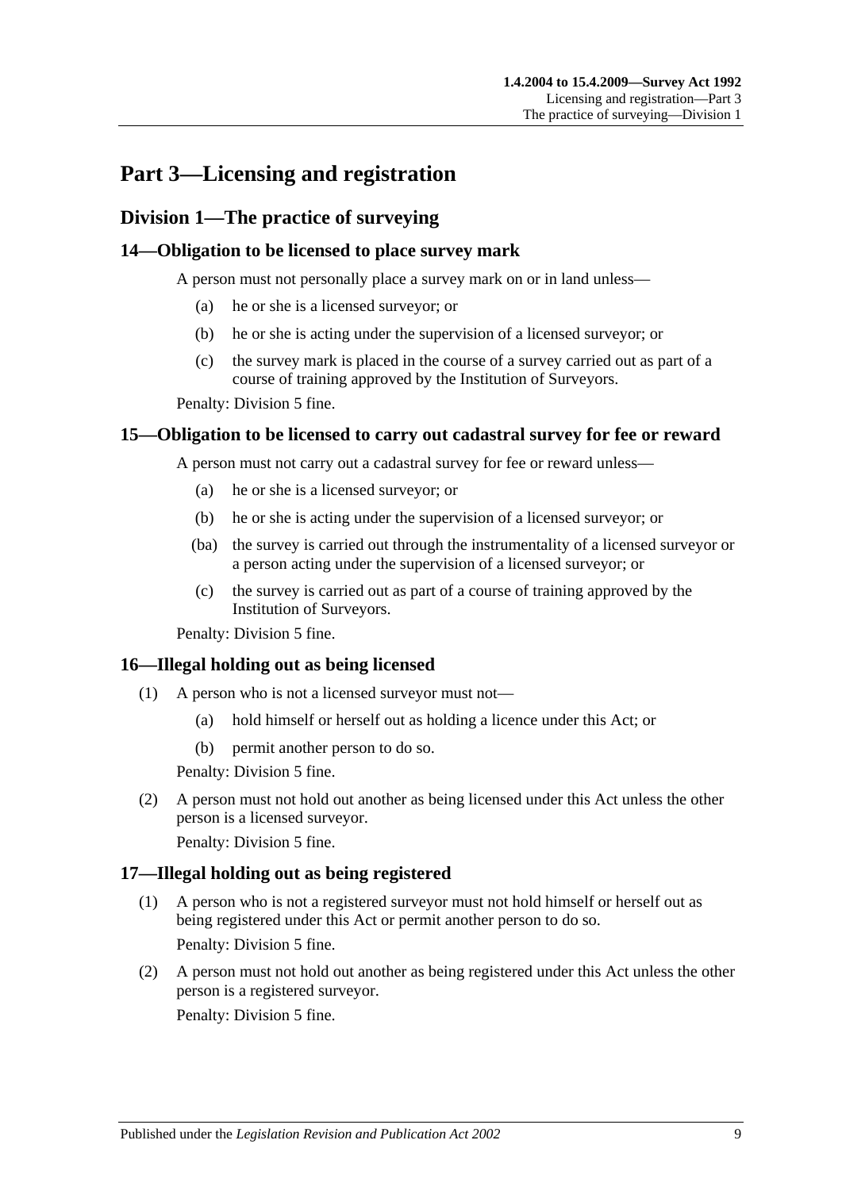# Part 3—Licensing and registration

## Division 1—The practice of surveying

### 14—Obligation to be licensed to place survey mark

A person must not personally place a survey mark on or in land unless—

(a) he or she is a licensed surveyor; or

(b) he or she is acting under the supervision of a licensed surveyor; or

(c) the survey mark is placed in the course of a survey carried out as part of a course of training approved by the Institution of Surveyors.

Penalty: Division 5 fine.

### 15—Obligation to be licensed to carry out cadastral survey for fee or reward

A person must not carry out a cadastral survey for fee or reward unless—

(a) he or she is a licensed surveyor; or

(b) he or she is acting under the supervision of a licensed surveyor; or

(ba) the survey is carried out through the instrumentality of a licensed surveyor or a person acting under the supervision of a licensed surveyor; or

(c) the survey is carried out as part of a course of training approved by the Institution of Surveyors.

Penalty: Division 5 fine.

### 16—Illegal holding out as being licensed

(1) A person who is not a licensed surveyor must not—

(a) hold himself or herself out as holding a licence under this Act; or

(b) permit another person to do so.

Penalty: Division 5 fine.

(2) A person must not hold out another as being licensed under this Act unless the other person is a licensed surveyor.

Penalty: Division 5 fine.

### 17—Illegal holding out as being registered

(1) A person who is not a registered surveyor must not hold himself or herself out as being registered under this Act or permit another person to do so.

Penalty: Division 5 fine.

(2) A person must not hold out another as being registered under this Act unless the other person is a registered surveyor.

Penalty: Division 5 fine.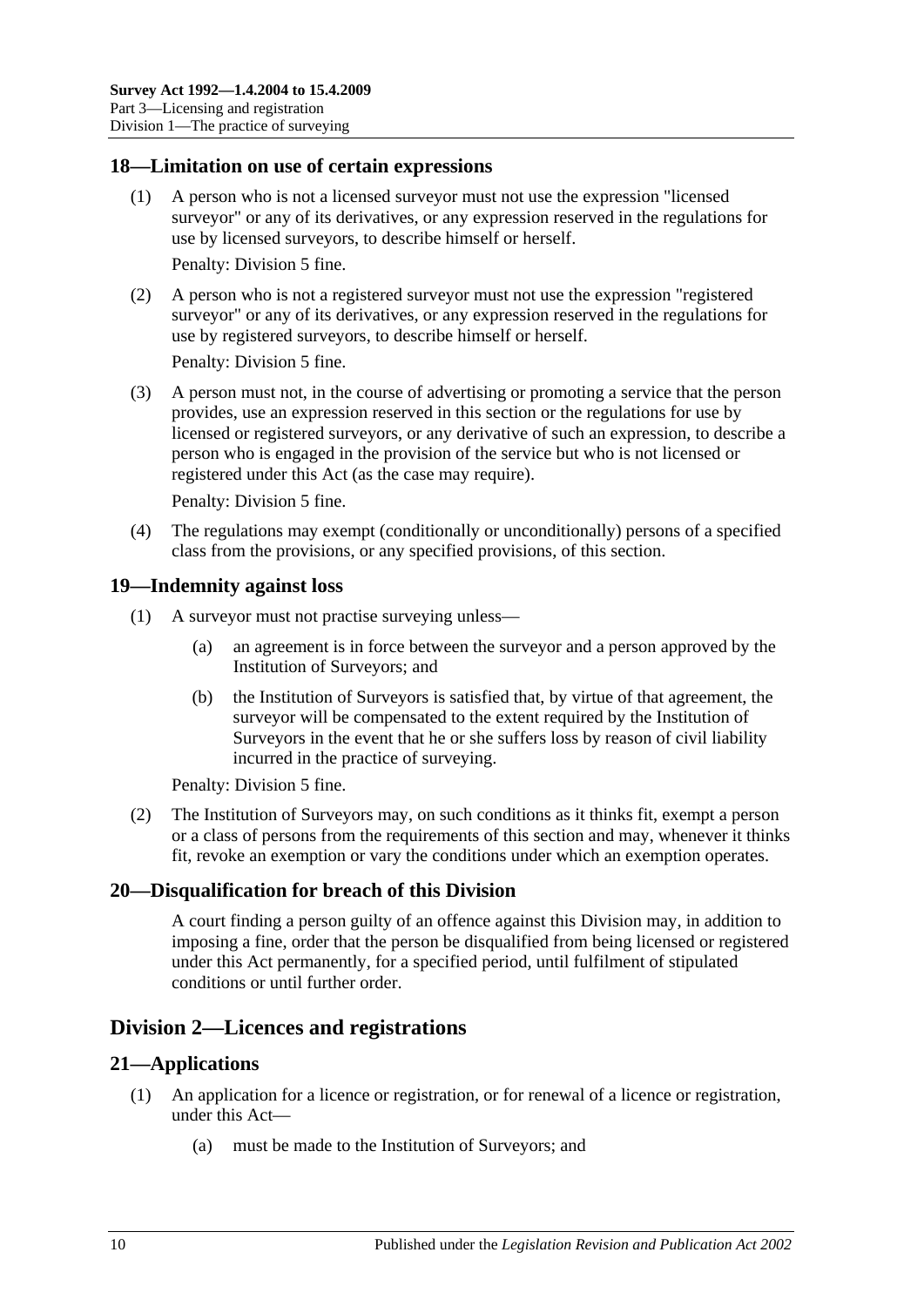## 18—Limitation on use of certain expressions

(1) A person who is not a licensed surveyor must not use the expression "licensed surveyor" or any of its derivatives, or any expression reserved in the regulations for use by licensed surveyors, to describe himself or herself.

Penalty: Division 5 fine.

(2) A person who is not a registered surveyor must not use the expression "registered surveyor" or any of its derivatives, or any expression reserved in the regulations for use by registered surveyors, to describe himself or herself.

Penalty: Division 5 fine.

(3) A person must not, in the course of advertising or promoting a service that the person provides, use an expression reserved in this section or the regulations for use by licensed or registered surveyors, or any derivative of such an expression, to describe a person who is engaged in the provision of the service but who is not licensed or registered under this Act (as the case may require).

Penalty: Division 5 fine.

(4) The regulations may exempt (conditionally or unconditionally) persons of a specified class from the provisions, or any specified provisions, of this section.

## 19—Indemnity against loss

(1) A surveyor must not practise surveying unless—

- (a) an agreement is in force between the surveyor and a person approved by the Institution of Surveyors; and
- (b) the Institution of Surveyors is satisfied that, by virtue of that agreement, the surveyor will be compensated to the extent required by the Institution of Surveyors in the event that he or she suffers loss by reason of civil liability incurred in the practice of surveying.

Penalty: Division 5 fine.

(2) The Institution of Surveyors may, on such conditions as it thinks fit, exempt a person or a class of persons from the requirements of this section and may, whenever it thinks fit, revoke an exemption or vary the conditions under which an exemption operates.

## 20—Disqualification for breach of this Division

A court finding a person guilty of an offence against this Division may, in addition to imposing a fine, order that the person be disqualified from being licensed or registered under this Act permanently, for a specified period, until fulfilment of stipulated conditions or until further order.

# Division 2—Licences and registrations

## 21—Applications

(1) An application for a licence or registration, or for renewal of a licence or registration, under this Act—

- (a) must be made to the Institution of Surveyors; and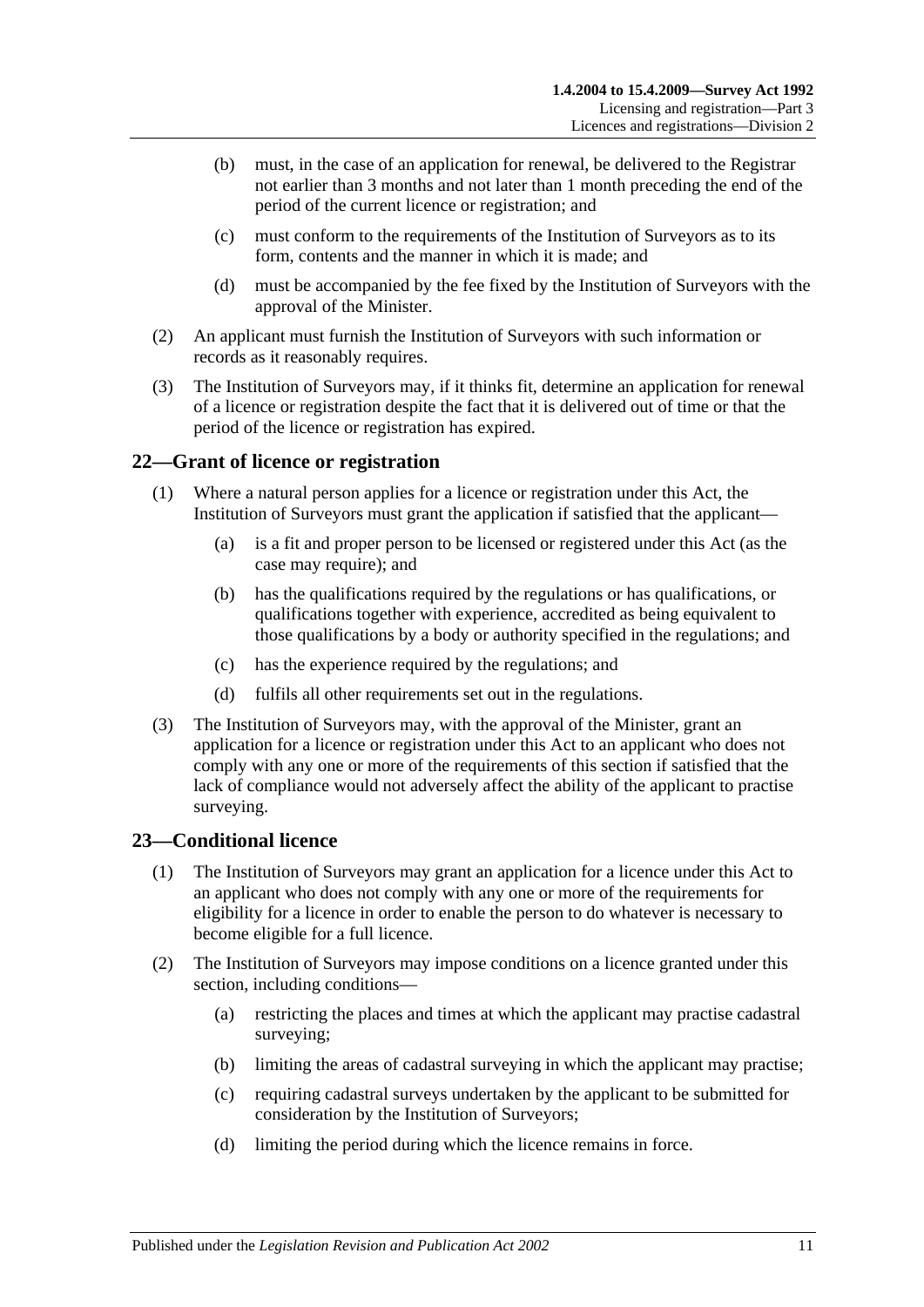- (b) must, in the case of an application for renewal, be delivered to the Registrar not earlier than 3 months and not later than 1 month preceding the end of the period of the current licence or registration; and
- (c) must conform to the requirements of the Institution of Surveyors as to its form, contents and the manner in which it is made; and
- (d) must be accompanied by the fee fixed by the Institution of Surveyors with the approval of the Minister.

(2) An applicant must furnish the Institution of Surveyors with such information or records as it reasonably requires.

(3) The Institution of Surveyors may, if it thinks fit, determine an application for renewal of a licence or registration despite the fact that it is delivered out of time or that the period of the licence or registration has expired.

## 22—Grant of licence or registration

(1) Where a natural person applies for a licence or registration under this Act, the Institution of Surveyors must grant the application if satisfied that the applicant—

- (a) is a fit and proper person to be licensed or registered under this Act (as the case may require); and
- (b) has the qualifications required by the regulations or has qualifications, or qualifications together with experience, accredited as being equivalent to those qualifications by a body or authority specified in the regulations; and
- (c) has the experience required by the regulations; and
- (d) fulfils all other requirements set out in the regulations.

(3) The Institution of Surveyors may, with the approval of the Minister, grant an application for a licence or registration under this Act to an applicant who does not comply with any one or more of the requirements of this section if satisfied that the lack of compliance would not adversely affect the ability of the applicant to practise surveying.

## 23—Conditional licence

(1) The Institution of Surveyors may grant an application for a licence under this Act to an applicant who does not comply with any one or more of the requirements for eligibility for a licence in order to enable the person to do whatever is necessary to become eligible for a full licence.

(2) The Institution of Surveyors may impose conditions on a licence granted under this section, including conditions—

- (a) restricting the places and times at which the applicant may practise cadastral surveying;
- (b) limiting the areas of cadastral surveying in which the applicant may practise;
- (c) requiring cadastral surveys undertaken by the applicant to be submitted for consideration by the Institution of Surveyors;
- (d) limiting the period during which the licence remains in force.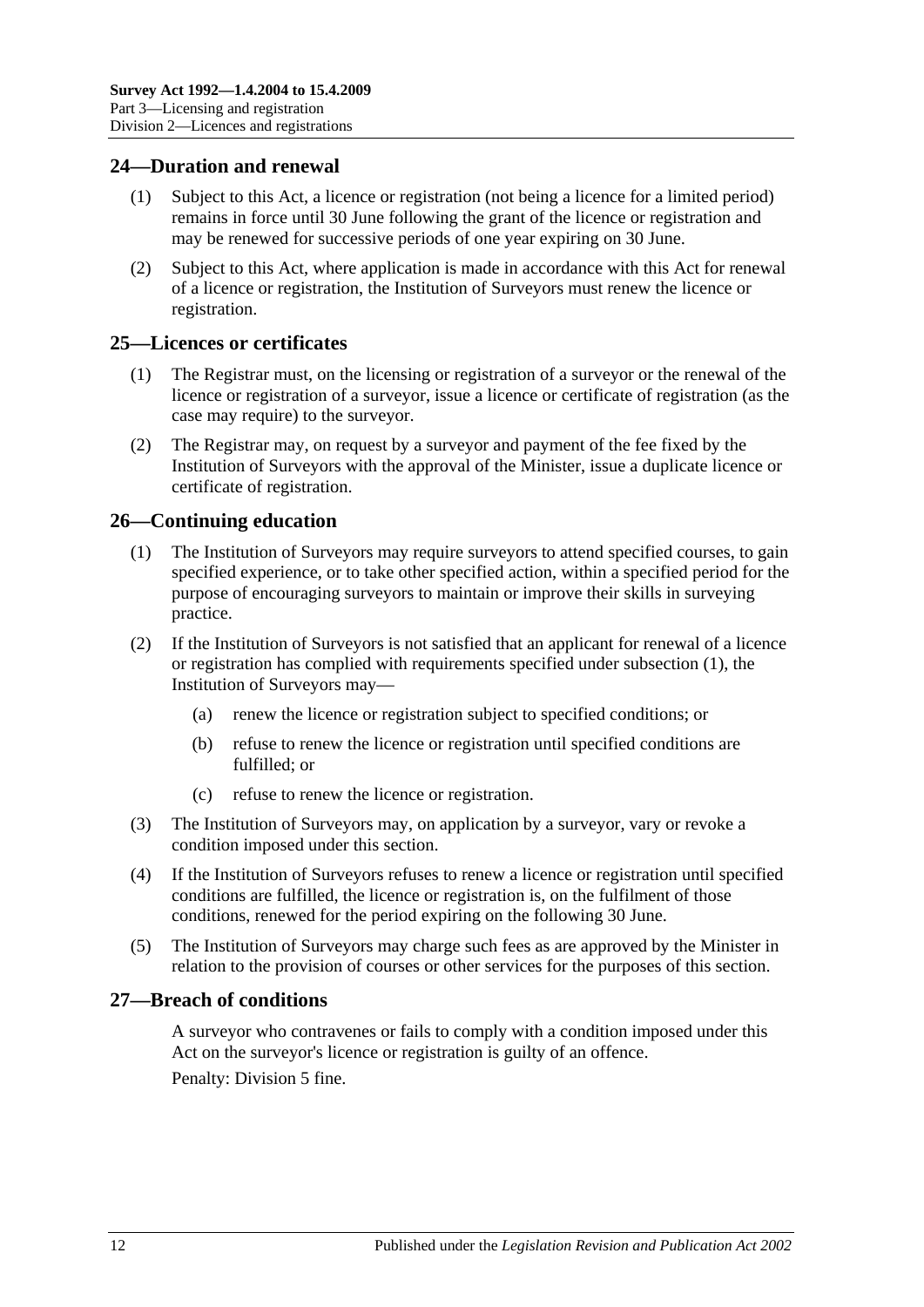## 24—Duration and renewal

(1) Subject to this Act, a licence or registration (not being a licence for a limited period) remains in force until 30 June following the grant of the licence or registration and may be renewed for successive periods of one year expiring on 30 June.

(2) Subject to this Act, where application is made in accordance with this Act for renewal of a licence or registration, the Institution of Surveyors must renew the licence or registration.

## 25—Licences or certificates

(1) The Registrar must, on the licensing or registration of a surveyor or the renewal of the licence or registration of a surveyor, issue a licence or certificate of registration (as the case may require) to the surveyor.

(2) The Registrar may, on request by a surveyor and payment of the fee fixed by the Institution of Surveyors with the approval of the Minister, issue a duplicate licence or certificate of registration.

## 26—Continuing education

(1) The Institution of Surveyors may require surveyors to attend specified courses, to gain specified experience, or to take other specified action, within a specified period for the purpose of encouraging surveyors to maintain or improve their skills in surveying practice.

(2) If the Institution of Surveyors is not satisfied that an applicant for renewal of a licence or registration has complied with requirements specified under subsection (1), the Institution of Surveyors may—

- (a) renew the licence or registration subject to specified conditions; or
- (b) refuse to renew the licence or registration until specified conditions are fulfilled; or
- (c) refuse to renew the licence or registration.

(3) The Institution of Surveyors may, on application by a surveyor, vary or revoke a condition imposed under this section.

(4) If the Institution of Surveyors refuses to renew a licence or registration until specified conditions are fulfilled, the licence or registration is, on the fulfilment of those conditions, renewed for the period expiring on the following 30 June.

(5) The Institution of Surveyors may charge such fees as are approved by the Minister in relation to the provision of courses or other services for the purposes of this section.

## 27—Breach of conditions

A surveyor who contravenes or fails to comply with a condition imposed under this Act on the surveyor's licence or registration is guilty of an offence.

Penalty: Division 5 fine.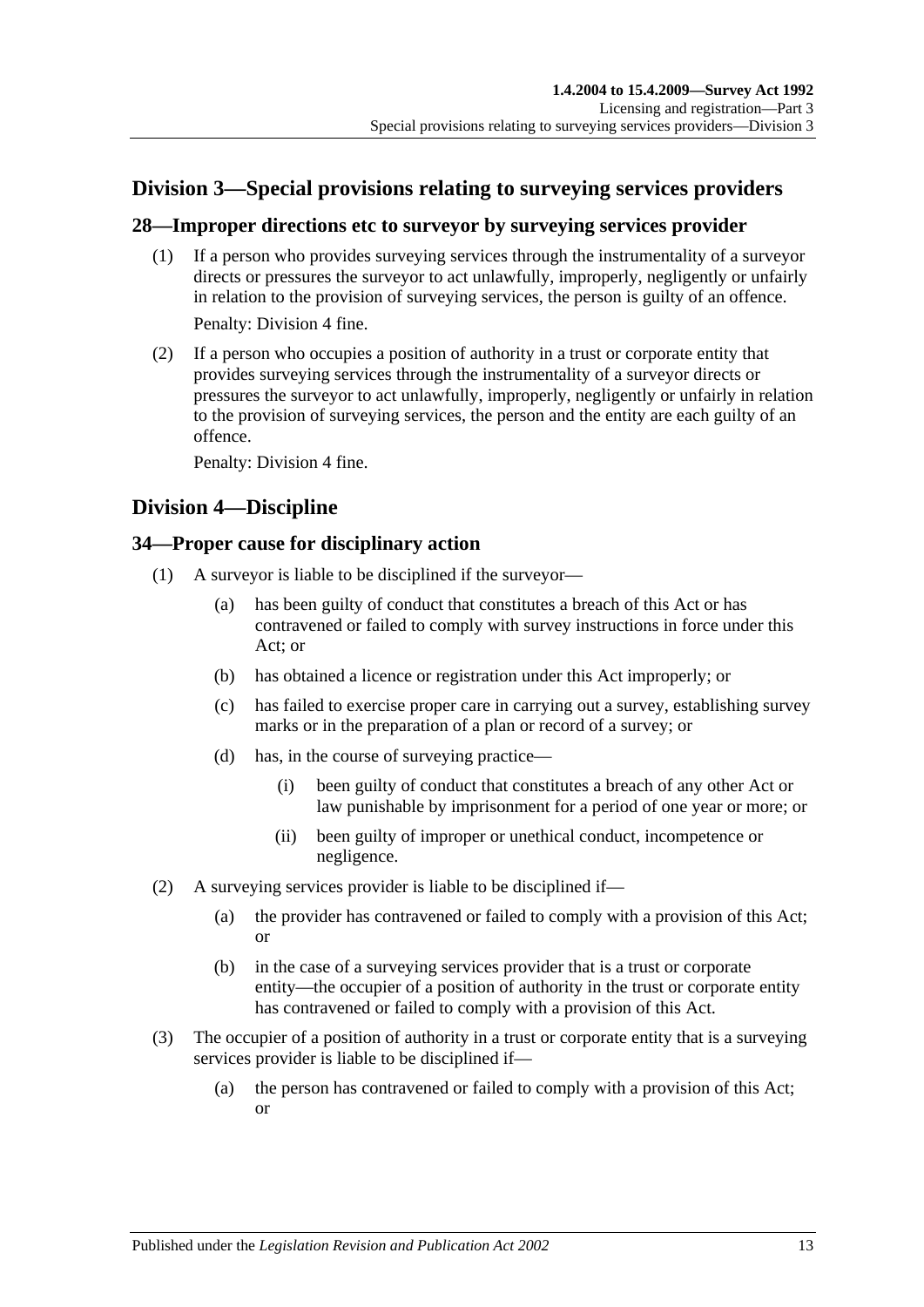## Division 3—Special provisions relating to surveying services providers

### 28—Improper directions etc to surveyor by surveying services provider

(1) If a person who provides surveying services through the instrumentality of a surveyor directs or pressures the surveyor to act unlawfully, improperly, negligently or unfairly in relation to the provision of surveying services, the person is guilty of an offence.

Penalty: Division 4 fine.

(2) If a person who occupies a position of authority in a trust or corporate entity that provides surveying services through the instrumentality of a surveyor directs or pressures the surveyor to act unlawfully, improperly, negligently or unfairly in relation to the provision of surveying services, the person and the entity are each guilty of an offence.

Penalty: Division 4 fine.

## Division 4—Discipline

### 34—Proper cause for disciplinary action

(1) A surveyor is liable to be disciplined if the surveyor—

(a) has been guilty of conduct that constitutes a breach of this Act or has contravened or failed to comply with survey instructions in force under this Act; or

(b) has obtained a licence or registration under this Act improperly; or

(c) has failed to exercise proper care in carrying out a survey, establishing survey marks or in the preparation of a plan or record of a survey; or

(d) has, in the course of surveying practice—

(i) been guilty of conduct that constitutes a breach of any other Act or law punishable by imprisonment for a period of one year or more; or

(ii) been guilty of improper or unethical conduct, incompetence or negligence.

(2) A surveying services provider is liable to be disciplined if—

(a) the provider has contravened or failed to comply with a provision of this Act; or

(b) in the case of a surveying services provider that is a trust or corporate entity—the occupier of a position of authority in the trust or corporate entity has contravened or failed to comply with a provision of this Act.

(3) The occupier of a position of authority in a trust or corporate entity that is a surveying services provider is liable to be disciplined if—

(a) the person has contravened or failed to comply with a provision of this Act; or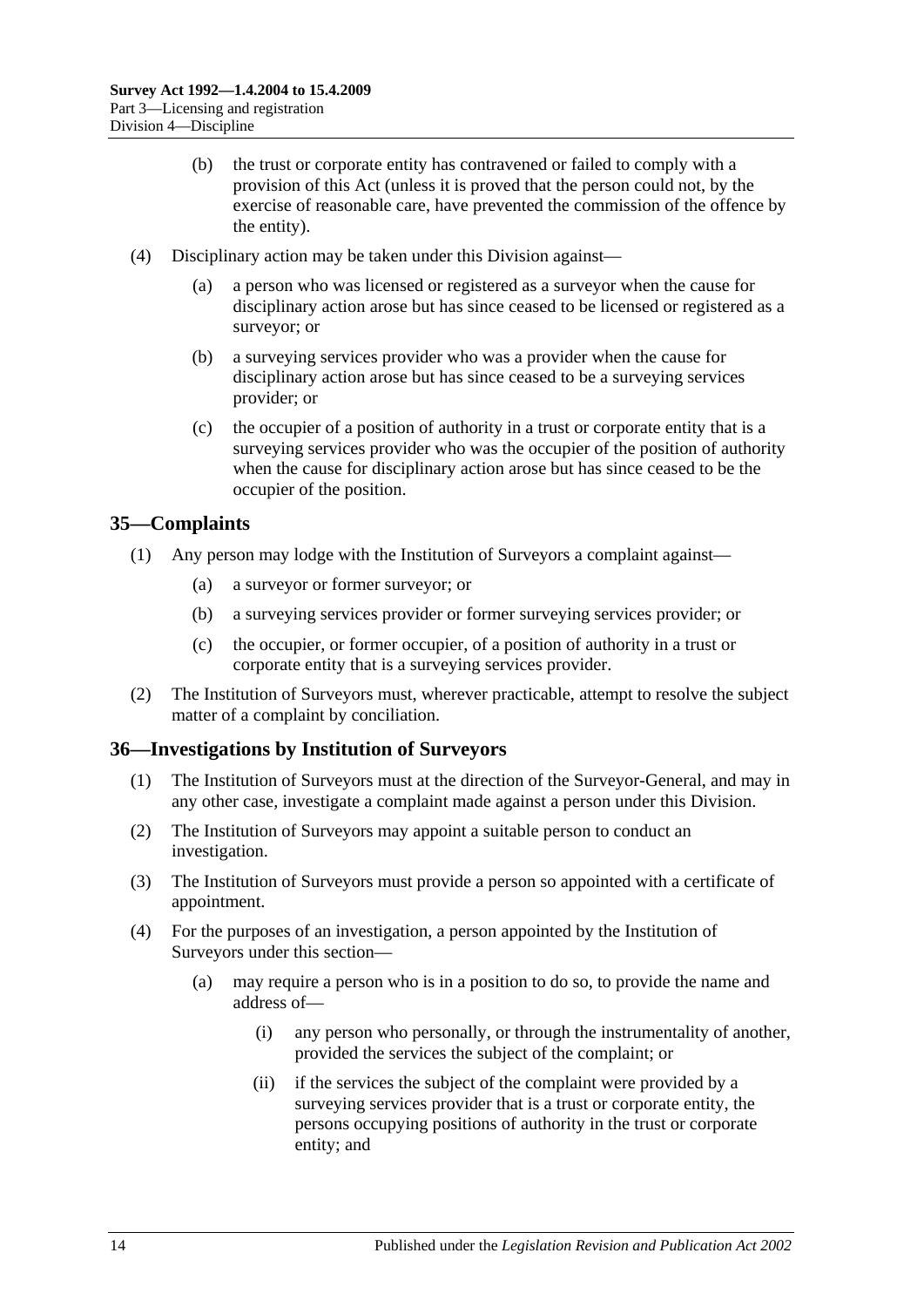(b) the trust or corporate entity has contravened or failed to comply with a provision of this Act (unless it is proved that the person could not, by the exercise of reasonable care, have prevented the commission of the offence by the entity).

(4) Disciplinary action may be taken under this Division against—

(a) a person who was licensed or registered as a surveyor when the cause for disciplinary action arose but has since ceased to be licensed or registered as a surveyor; or

(b) a surveying services provider who was a provider when the cause for disciplinary action arose but has since ceased to be a surveying services provider; or

(c) the occupier of a position of authority in a trust or corporate entity that is a surveying services provider who was the occupier of the position of authority when the cause for disciplinary action arose but has since ceased to be the occupier of the position.

## 35—Complaints

(1) Any person may lodge with the Institution of Surveyors a complaint against—

(a) a surveyor or former surveyor; or

(b) a surveying services provider or former surveying services provider; or

(c) the occupier, or former occupier, of a position of authority in a trust or corporate entity that is a surveying services provider.

(2) The Institution of Surveyors must, wherever practicable, attempt to resolve the subject matter of a complaint by conciliation.

## 36—Investigations by Institution of Surveyors

(1) The Institution of Surveyors must at the direction of the Surveyor-General, and may in any other case, investigate a complaint made against a person under this Division.

(2) The Institution of Surveyors may appoint a suitable person to conduct an investigation.

(3) The Institution of Surveyors must provide a person so appointed with a certificate of appointment.

(4) For the purposes of an investigation, a person appointed by the Institution of Surveyors under this section—

(a) may require a person who is in a position to do so, to provide the name and address of—

(i) any person who personally, or through the instrumentality of another, provided the services the subject of the complaint; or

(ii) if the services the subject of the complaint were provided by a surveying services provider that is a trust or corporate entity, the persons occupying positions of authority in the trust or corporate entity; and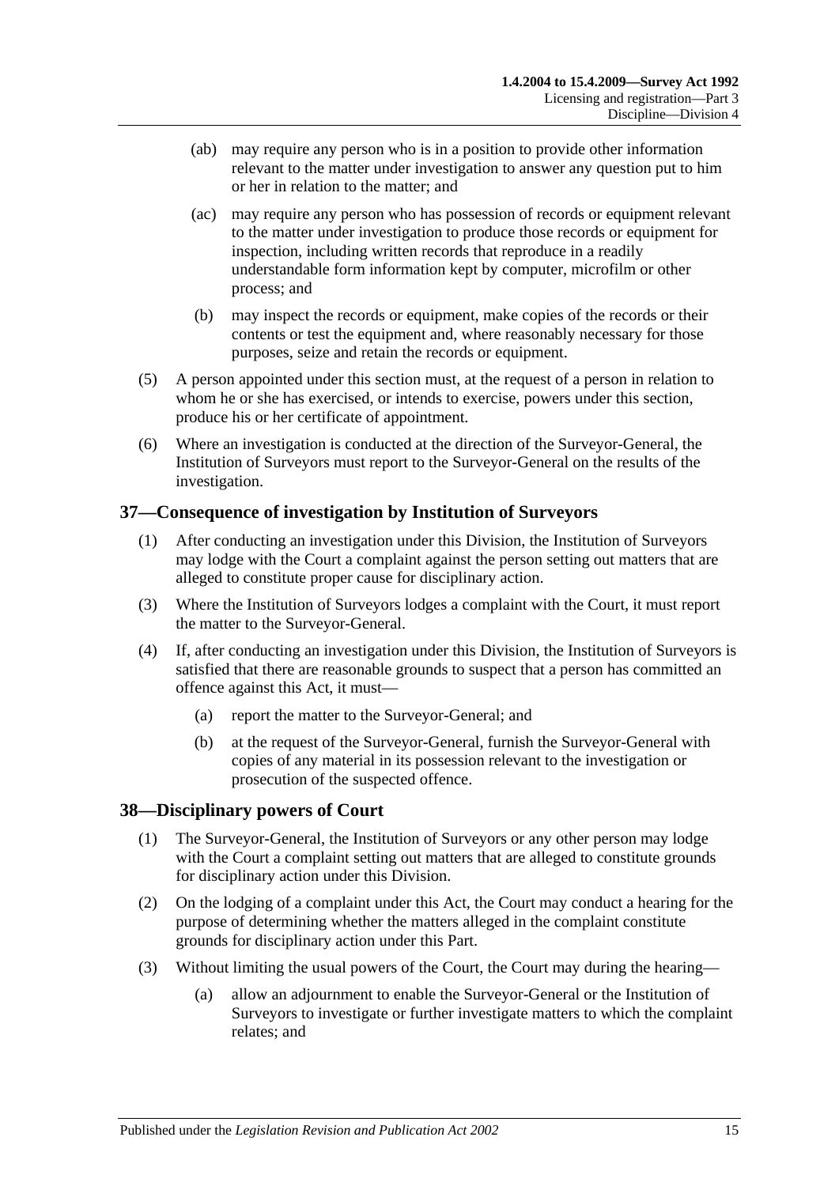(ab) may require any person who is in a position to provide other information relevant to the matter under investigation to answer any question put to him or her in relation to the matter; and

(ac) may require any person who has possession of records or equipment relevant to the matter under investigation to produce those records or equipment for inspection, including written records that reproduce in a readily understandable form information kept by computer, microfilm or other process; and

(b) may inspect the records or equipment, make copies of the records or their contents or test the equipment and, where reasonably necessary for those purposes, seize and retain the records or equipment.

(5) A person appointed under this section must, at the request of a person in relation to whom he or she has exercised, or intends to exercise, powers under this section, produce his or her certificate of appointment.

(6) Where an investigation is conducted at the direction of the Surveyor-General, the Institution of Surveyors must report to the Surveyor-General on the results of the investigation.

## 37—Consequence of investigation by Institution of Surveyors

(1) After conducting an investigation under this Division, the Institution of Surveyors may lodge with the Court a complaint against the person setting out matters that are alleged to constitute proper cause for disciplinary action.

(3) Where the Institution of Surveyors lodges a complaint with the Court, it must report the matter to the Surveyor-General.

(4) If, after conducting an investigation under this Division, the Institution of Surveyors is satisfied that there are reasonable grounds to suspect that a person has committed an offence against this Act, it must—

(a) report the matter to the Surveyor-General; and

(b) at the request of the Surveyor-General, furnish the Surveyor-General with copies of any material in its possession relevant to the investigation or prosecution of the suspected offence.

## 38—Disciplinary powers of Court

(1) The Surveyor-General, the Institution of Surveyors or any other person may lodge with the Court a complaint setting out matters that are alleged to constitute grounds for disciplinary action under this Division.

(2) On the lodging of a complaint under this Act, the Court may conduct a hearing for the purpose of determining whether the matters alleged in the complaint constitute grounds for disciplinary action under this Part.

(3) Without limiting the usual powers of the Court, the Court may during the hearing—

(a) allow an adjournment to enable the Surveyor-General or the Institution of Surveyors to investigate or further investigate matters to which the complaint relates; and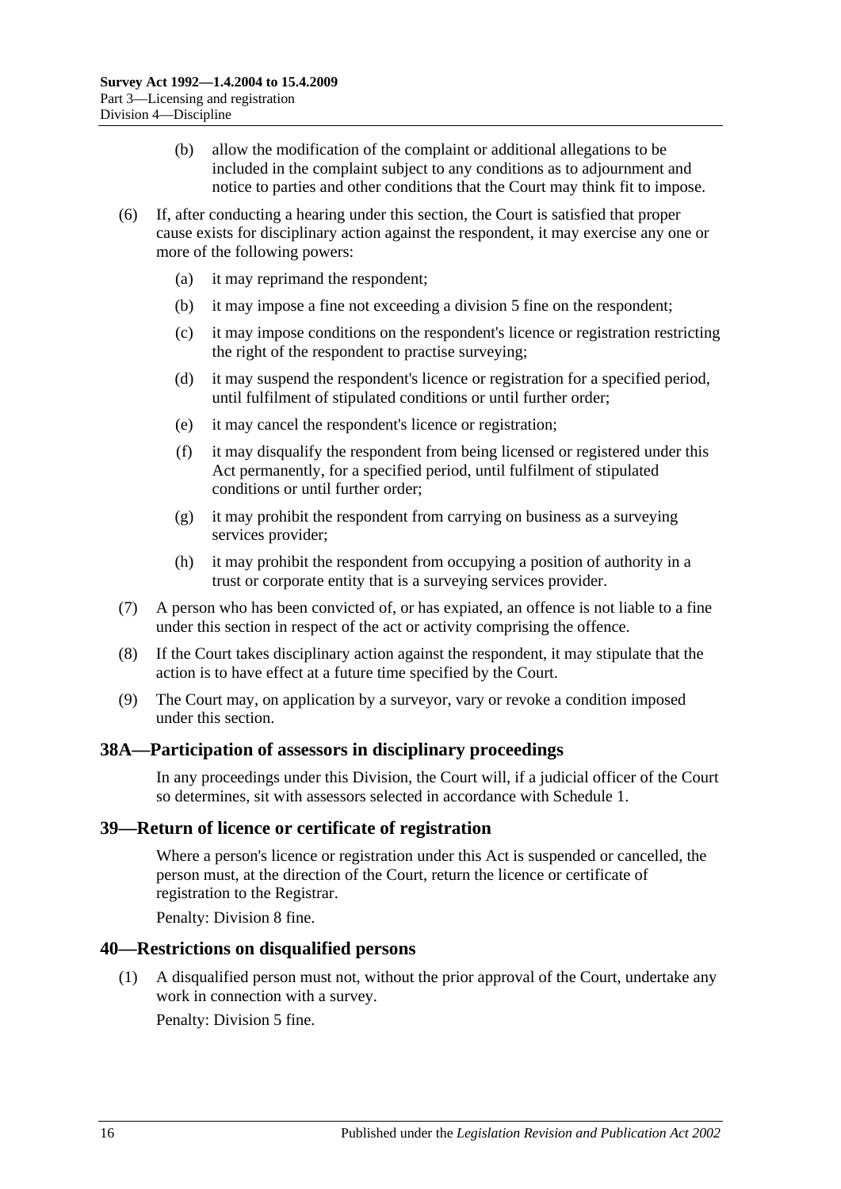(b) allow the modification of the complaint or additional allegations to be included in the complaint subject to any conditions as to adjournment and notice to parties and other conditions that the Court may think fit to impose.

(6) If, after conducting a hearing under this section, the Court is satisfied that proper cause exists for disciplinary action against the respondent, it may exercise any one or more of the following powers:

(a) it may reprimand the respondent;

(b) it may impose a fine not exceeding a division 5 fine on the respondent;

(c) it may impose conditions on the respondent's licence or registration restricting the right of the respondent to practise surveying;

(d) it may suspend the respondent's licence or registration for a specified period, until fulfilment of stipulated conditions or until further order;

(e) it may cancel the respondent's licence or registration;

(f) it may disqualify the respondent from being licensed or registered under this Act permanently, for a specified period, until fulfilment of stipulated conditions or until further order;

(g) it may prohibit the respondent from carrying on business as a surveying services provider;

(h) it may prohibit the respondent from occupying a position of authority in a trust or corporate entity that is a surveying services provider.

(7) A person who has been convicted of, or has expiated, an offence is not liable to a fine under this section in respect of the act or activity comprising the offence.

(8) If the Court takes disciplinary action against the respondent, it may stipulate that the action is to have effect at a future time specified by the Court.

(9) The Court may, on application by a surveyor, vary or revoke a condition imposed under this section.

## 38A—Participation of assessors in disciplinary proceedings

In any proceedings under this Division, the Court will, if a judicial officer of the Court so determines, sit with assessors selected in accordance with Schedule 1.

## 39—Return of licence or certificate of registration

Where a person's licence or registration under this Act is suspended or cancelled, the person must, at the direction of the Court, return the licence or certificate of registration to the Registrar.

Penalty: Division 8 fine.

## 40—Restrictions on disqualified persons

(1) A disqualified person must not, without the prior approval of the Court, undertake any work in connection with a survey.

Penalty: Division 5 fine.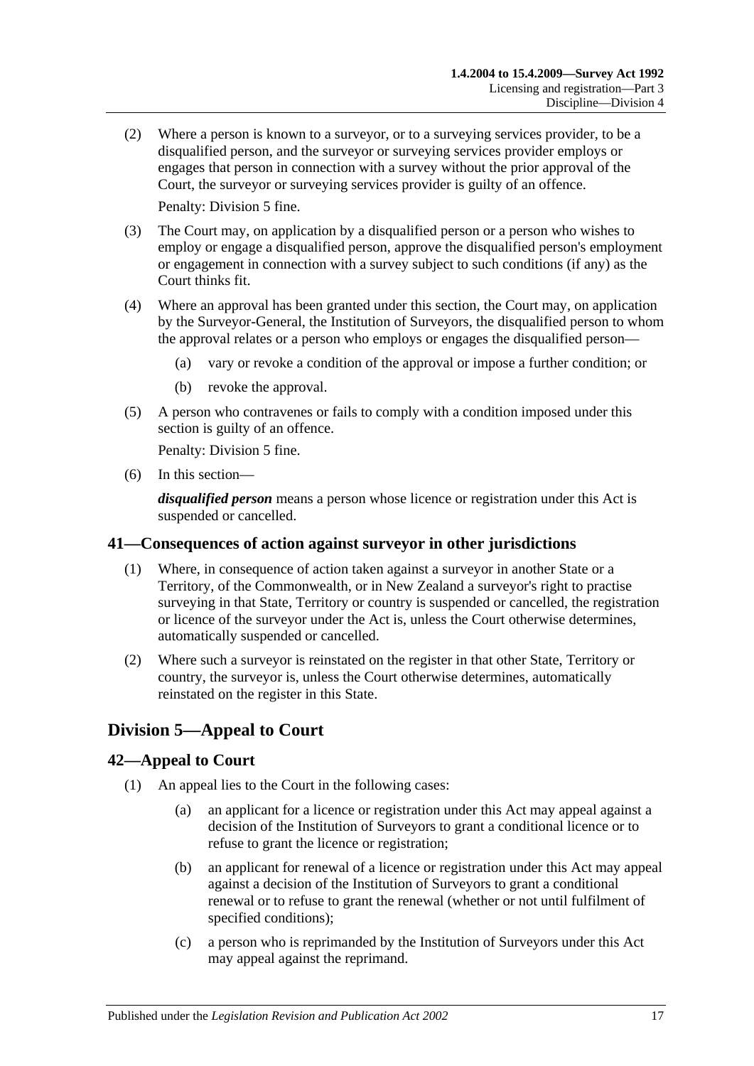(2) Where a person is known to a surveyor, or to a surveying services provider, to be a disqualified person, and the surveyor or surveying services provider employs or engages that person in connection with a survey without the prior approval of the Court, the surveyor or surveying services provider is guilty of an offence.

Penalty: Division 5 fine.

(3) The Court may, on application by a disqualified person or a person who wishes to employ or engage a disqualified person, approve the disqualified person's employment or engagement in connection with a survey subject to such conditions (if any) as the Court thinks fit.

(4) Where an approval has been granted under this section, the Court may, on application by the Surveyor-General, the Institution of Surveyors, the disqualified person to whom the approval relates or a person who employs or engages the disqualified person—

(a) vary or revoke a condition of the approval or impose a further condition; or

(b) revoke the approval.

(5) A person who contravenes or fails to comply with a condition imposed under this section is guilty of an offence.

Penalty: Division 5 fine.

(6) In this section—

***disqualified person*** means a person whose licence or registration under this Act is suspended or cancelled.

## 41—Consequences of action against surveyor in other jurisdictions

(1) Where, in consequence of action taken against a surveyor in another State or a Territory, of the Commonwealth, or in New Zealand a surveyor's right to practise surveying in that State, Territory or country is suspended or cancelled, the registration or licence of the surveyor under the Act is, unless the Court otherwise determines, automatically suspended or cancelled.

(2) Where such a surveyor is reinstated on the register in that other State, Territory or country, the surveyor is, unless the Court otherwise determines, automatically reinstated on the register in this State.

# Division 5—Appeal to Court

## 42—Appeal to Court

(1) An appeal lies to the Court in the following cases:

(a) an applicant for a licence or registration under this Act may appeal against a decision of the Institution of Surveyors to grant a conditional licence or to refuse to grant the licence or registration;

(b) an applicant for renewal of a licence or registration under this Act may appeal against a decision of the Institution of Surveyors to grant a conditional renewal or to refuse to grant the renewal (whether or not until fulfilment of specified conditions);

(c) a person who is reprimanded by the Institution of Surveyors under this Act may appeal against the reprimand.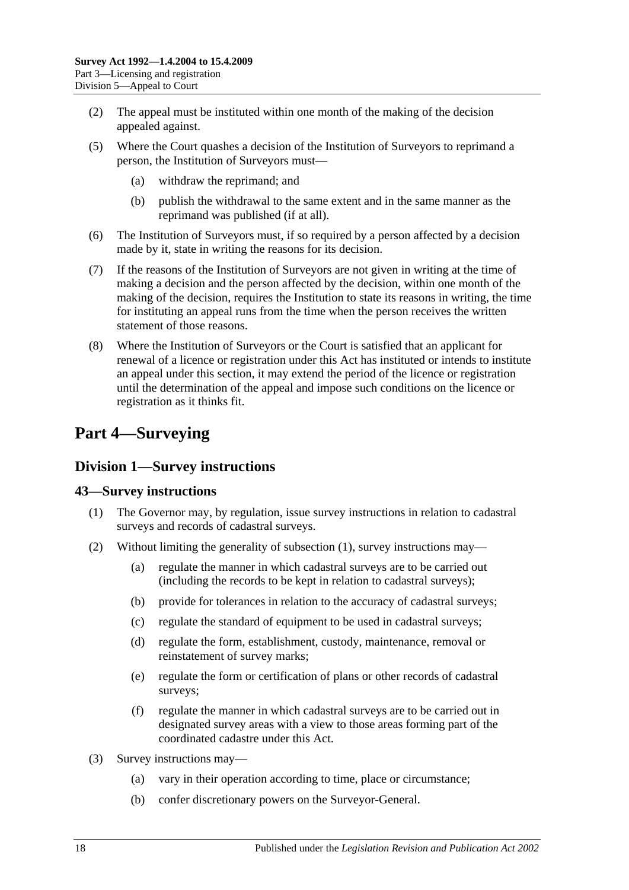(2) The appeal must be instituted within one month of the making of the decision appealed against.

(5) Where the Court quashes a decision of the Institution of Surveyors to reprimand a person, the Institution of Surveyors must—

(a) withdraw the reprimand; and

(b) publish the withdrawal to the same extent and in the same manner as the reprimand was published (if at all).

(6) The Institution of Surveyors must, if so required by a person affected by a decision made by it, state in writing the reasons for its decision.

(7) If the reasons of the Institution of Surveyors are not given in writing at the time of making a decision and the person affected by the decision, within one month of the making of the decision, requires the Institution to state its reasons in writing, the time for instituting an appeal runs from the time when the person receives the written statement of those reasons.

(8) Where the Institution of Surveyors or the Court is satisfied that an applicant for renewal of a licence or registration under this Act has instituted or intends to institute an appeal under this section, it may extend the period of the licence or registration until the determination of the appeal and impose such conditions on the licence or registration as it thinks fit.

# Part 4—Surveying

## Division 1—Survey instructions

### 43—Survey instructions

(1) The Governor may, by regulation, issue survey instructions in relation to cadastral surveys and records of cadastral surveys.

(2) Without limiting the generality of subsection (1), survey instructions may—

(a) regulate the manner in which cadastral surveys are to be carried out (including the records to be kept in relation to cadastral surveys);

(b) provide for tolerances in relation to the accuracy of cadastral surveys;

(c) regulate the standard of equipment to be used in cadastral surveys;

(d) regulate the form, establishment, custody, maintenance, removal or reinstatement of survey marks;

(e) regulate the form or certification of plans or other records of cadastral surveys;

(f) regulate the manner in which cadastral surveys are to be carried out in designated survey areas with a view to those areas forming part of the coordinated cadastre under this Act.

(3) Survey instructions may—

(a) vary in their operation according to time, place or circumstance;

(b) confer discretionary powers on the Surveyor-General.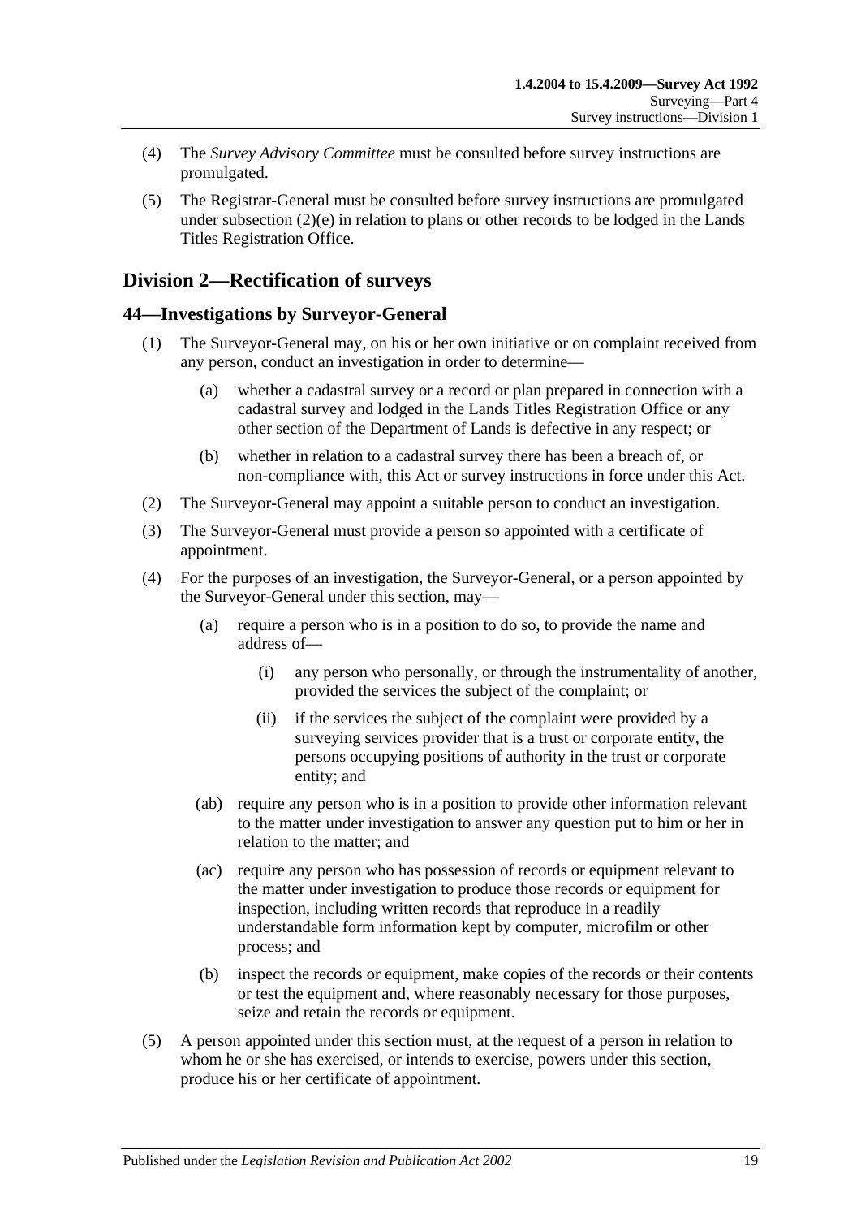(4) The *Survey Advisory Committee* must be consulted before survey instructions are promulgated.

(5) The Registrar-General must be consulted before survey instructions are promulgated under subsection (2)(e) in relation to plans or other records to be lodged in the Lands Titles Registration Office.

## Division 2—Rectification of surveys

### 44—Investigations by Surveyor-General

(1) The Surveyor-General may, on his or her own initiative or on complaint received from any person, conduct an investigation in order to determine—

(a) whether a cadastral survey or a record or plan prepared in connection with a cadastral survey and lodged in the Lands Titles Registration Office or any other section of the Department of Lands is defective in any respect; or

(b) whether in relation to a cadastral survey there has been a breach of, or non-compliance with, this Act or survey instructions in force under this Act.

(2) The Surveyor-General may appoint a suitable person to conduct an investigation.

(3) The Surveyor-General must provide a person so appointed with a certificate of appointment.

(4) For the purposes of an investigation, the Surveyor-General, or a person appointed by the Surveyor-General under this section, may—

(a) require a person who is in a position to do so, to provide the name and address of—

(i) any person who personally, or through the instrumentality of another, provided the services the subject of the complaint; or

(ii) if the services the subject of the complaint were provided by a surveying services provider that is a trust or corporate entity, the persons occupying positions of authority in the trust or corporate entity; and

(ab) require any person who is in a position to provide other information relevant to the matter under investigation to answer any question put to him or her in relation to the matter; and

(ac) require any person who has possession of records or equipment relevant to the matter under investigation to produce those records or equipment for inspection, including written records that reproduce in a readily understandable form information kept by computer, microfilm or other process; and

(b) inspect the records or equipment, make copies of the records or their contents or test the equipment and, where reasonably necessary for those purposes, seize and retain the records or equipment.

(5) A person appointed under this section must, at the request of a person in relation to whom he or she has exercised, or intends to exercise, powers under this section, produce his or her certificate of appointment.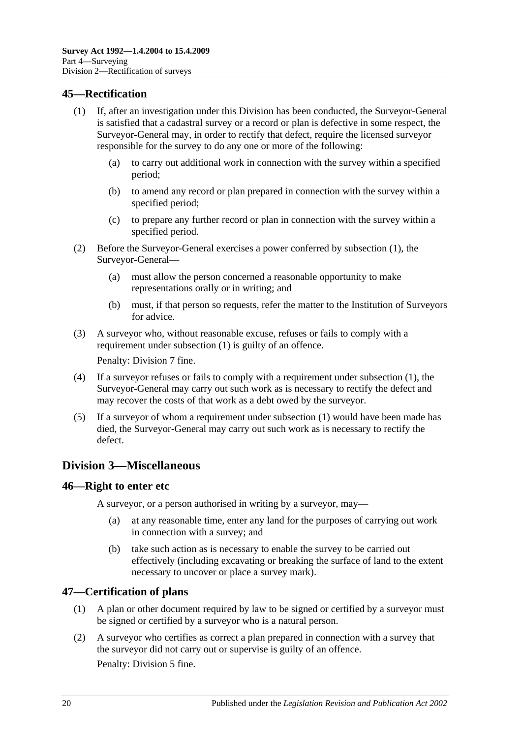## 45—Rectification

(1) If, after an investigation under this Division has been conducted, the Surveyor-General is satisfied that a cadastral survey or a record or plan is defective in some respect, the Surveyor-General may, in order to rectify that defect, require the licensed surveyor responsible for the survey to do any one or more of the following:

- (a) to carry out additional work in connection with the survey within a specified period;
- (b) to amend any record or plan prepared in connection with the survey within a specified period;
- (c) to prepare any further record or plan in connection with the survey within a specified period.

(2) Before the Surveyor-General exercises a power conferred by subsection (1), the Surveyor-General—

- (a) must allow the person concerned a reasonable opportunity to make representations orally or in writing; and
- (b) must, if that person so requests, refer the matter to the Institution of Surveyors for advice.

(3) A surveyor who, without reasonable excuse, refuses or fails to comply with a requirement under subsection (1) is guilty of an offence.

Penalty: Division 7 fine.

(4) If a surveyor refuses or fails to comply with a requirement under subsection (1), the Surveyor-General may carry out such work as is necessary to rectify the defect and may recover the costs of that work as a debt owed by the surveyor.

(5) If a surveyor of whom a requirement under subsection (1) would have been made has died, the Surveyor-General may carry out such work as is necessary to rectify the defect.

# Division 3—Miscellaneous

## 46—Right to enter etc

A surveyor, or a person authorised in writing by a surveyor, may—

- (a) at any reasonable time, enter any land for the purposes of carrying out work in connection with a survey; and
- (b) take such action as is necessary to enable the survey to be carried out effectively (including excavating or breaking the surface of land to the extent necessary to uncover or place a survey mark).

## 47—Certification of plans

(1) A plan or other document required by law to be signed or certified by a surveyor must be signed or certified by a surveyor who is a natural person.

(2) A surveyor who certifies as correct a plan prepared in connection with a survey that the surveyor did not carry out or supervise is guilty of an offence.

Penalty: Division 5 fine.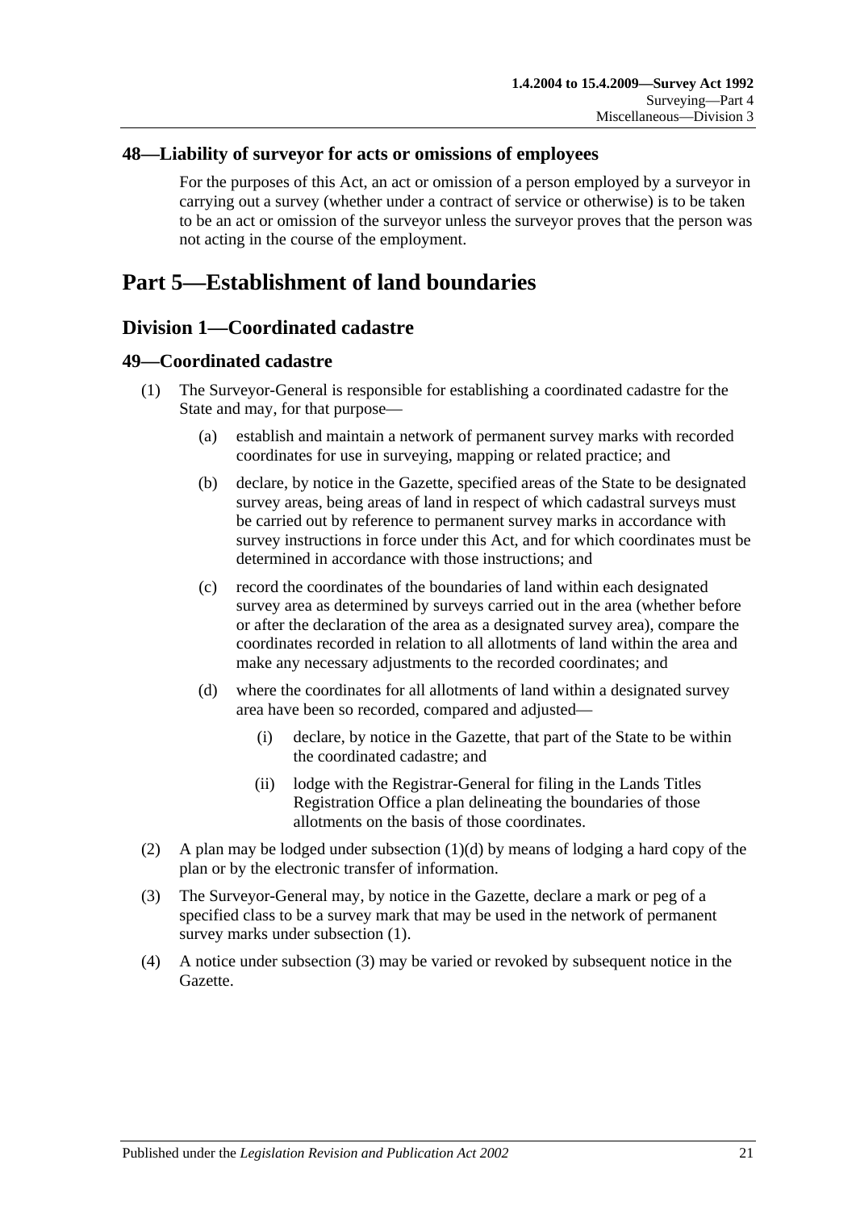### 48—Liability of surveyor for acts or omissions of employees

For the purposes of this Act, an act or omission of a person employed by a surveyor in carrying out a survey (whether under a contract of service or otherwise) is to be taken to be an act or omission of the surveyor unless the surveyor proves that the person was not acting in the course of the employment.

# Part 5—Establishment of land boundaries

## Division 1—Coordinated cadastre

### 49—Coordinated cadastre

(1) The Surveyor-General is responsible for establishing a coordinated cadastre for the State and may, for that purpose—

(a) establish and maintain a network of permanent survey marks with recorded coordinates for use in surveying, mapping or related practice; and

(b) declare, by notice in the Gazette, specified areas of the State to be designated survey areas, being areas of land in respect of which cadastral surveys must be carried out by reference to permanent survey marks in accordance with survey instructions in force under this Act, and for which coordinates must be determined in accordance with those instructions; and

(c) record the coordinates of the boundaries of land within each designated survey area as determined by surveys carried out in the area (whether before or after the declaration of the area as a designated survey area), compare the coordinates recorded in relation to all allotments of land within the area and make any necessary adjustments to the recorded coordinates; and

(d) where the coordinates for all allotments of land within a designated survey area have been so recorded, compared and adjusted—

(i) declare, by notice in the Gazette, that part of the State to be within the coordinated cadastre; and

(ii) lodge with the Registrar-General for filing in the Lands Titles Registration Office a plan delineating the boundaries of those allotments on the basis of those coordinates.

(2) A plan may be lodged under subsection (1)(d) by means of lodging a hard copy of the plan or by the electronic transfer of information.

(3) The Surveyor-General may, by notice in the Gazette, declare a mark or peg of a specified class to be a survey mark that may be used in the network of permanent survey marks under subsection (1).

(4) A notice under subsection (3) may be varied or revoked by subsequent notice in the Gazette.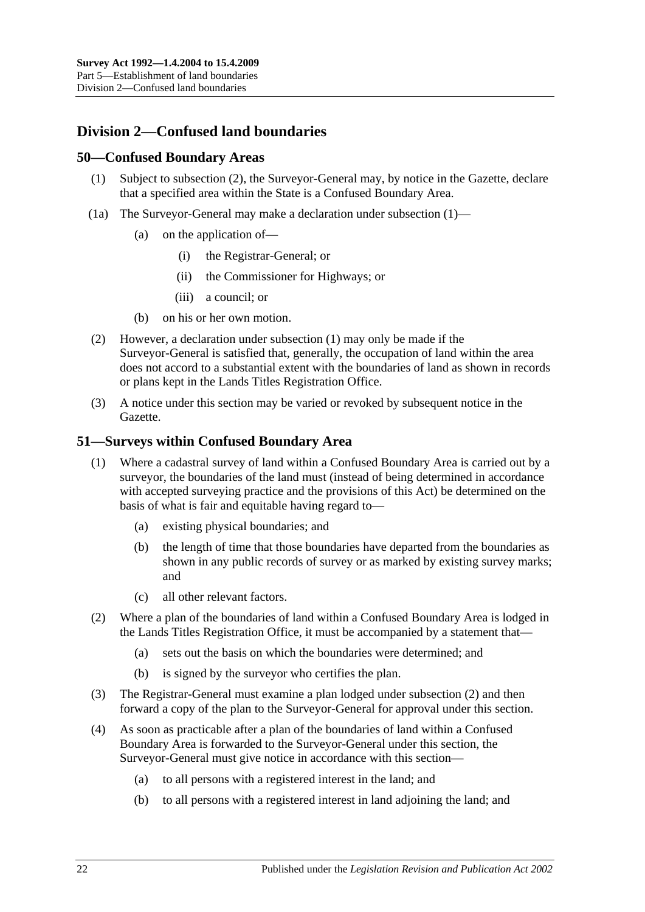## Division 2—Confused land boundaries

### 50—Confused Boundary Areas

(1) Subject to subsection (2), the Surveyor-General may, by notice in the Gazette, declare that a specified area within the State is a Confused Boundary Area.

(1a) The Surveyor-General may make a declaration under subsection (1)—

(a) on the application of—

(i) the Registrar-General; or

(ii) the Commissioner for Highways; or

(iii) a council; or

(b) on his or her own motion.

(2) However, a declaration under subsection (1) may only be made if the Surveyor-General is satisfied that, generally, the occupation of land within the area does not accord to a substantial extent with the boundaries of land as shown in records or plans kept in the Lands Titles Registration Office.

(3) A notice under this section may be varied or revoked by subsequent notice in the Gazette.

### 51—Surveys within Confused Boundary Area

(1) Where a cadastral survey of land within a Confused Boundary Area is carried out by a surveyor, the boundaries of the land must (instead of being determined in accordance with accepted surveying practice and the provisions of this Act) be determined on the basis of what is fair and equitable having regard to—

(a) existing physical boundaries; and

(b) the length of time that those boundaries have departed from the boundaries as shown in any public records of survey or as marked by existing survey marks; and

(c) all other relevant factors.

(2) Where a plan of the boundaries of land within a Confused Boundary Area is lodged in the Lands Titles Registration Office, it must be accompanied by a statement that—

(a) sets out the basis on which the boundaries were determined; and

(b) is signed by the surveyor who certifies the plan.

(3) The Registrar-General must examine a plan lodged under subsection (2) and then forward a copy of the plan to the Surveyor-General for approval under this section.

(4) As soon as practicable after a plan of the boundaries of land within a Confused Boundary Area is forwarded to the Surveyor-General under this section, the Surveyor-General must give notice in accordance with this section—

(a) to all persons with a registered interest in the land; and

(b) to all persons with a registered interest in land adjoining the land; and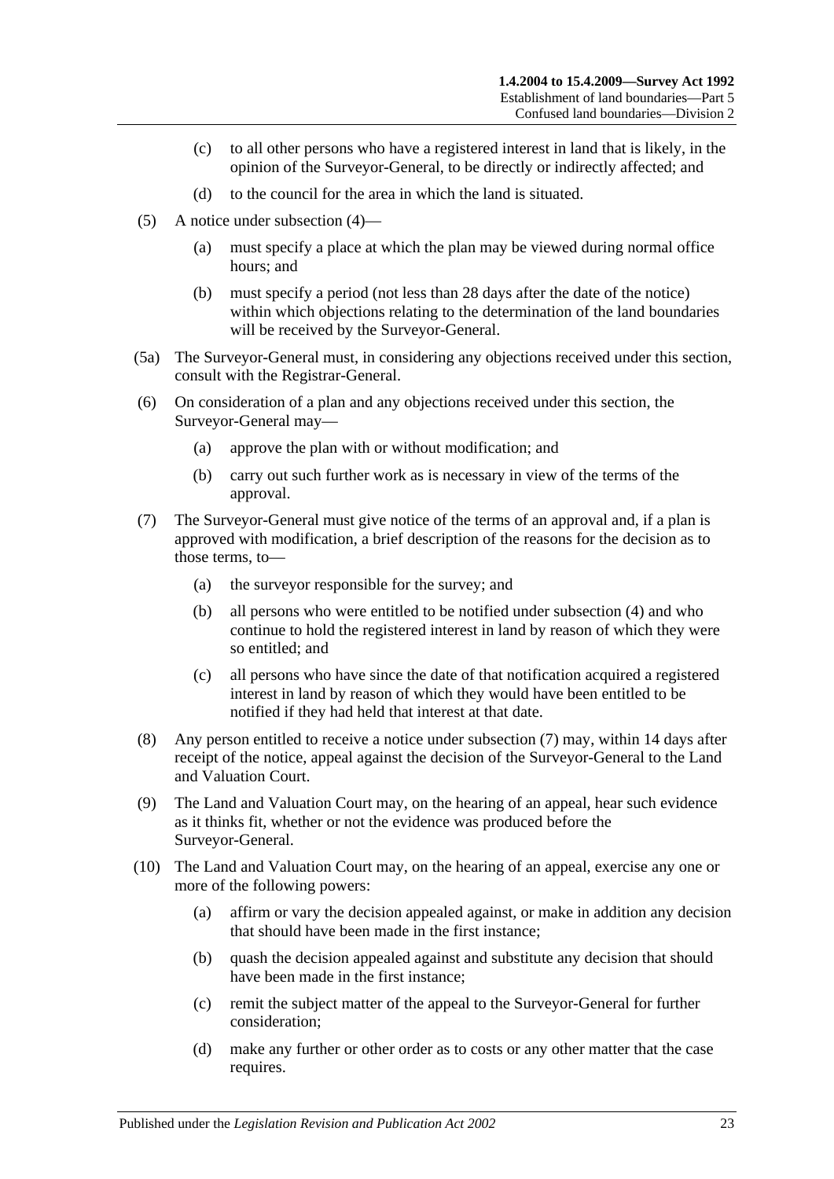(c) to all other persons who have a registered interest in land that is likely, in the opinion of the Surveyor-General, to be directly or indirectly affected; and

(d) to the council for the area in which the land is situated.

(5) A notice under subsection (4)—

(a) must specify a place at which the plan may be viewed during normal office hours; and

(b) must specify a period (not less than 28 days after the date of the notice) within which objections relating to the determination of the land boundaries will be received by the Surveyor-General.

(5a) The Surveyor-General must, in considering any objections received under this section, consult with the Registrar-General.

(6) On consideration of a plan and any objections received under this section, the Surveyor-General may—

(a) approve the plan with or without modification; and

(b) carry out such further work as is necessary in view of the terms of the approval.

(7) The Surveyor-General must give notice of the terms of an approval and, if a plan is approved with modification, a brief description of the reasons for the decision as to those terms, to—

(a) the surveyor responsible for the survey; and

(b) all persons who were entitled to be notified under subsection (4) and who continue to hold the registered interest in land by reason of which they were so entitled; and

(c) all persons who have since the date of that notification acquired a registered interest in land by reason of which they would have been entitled to be notified if they had held that interest at that date.

(8) Any person entitled to receive a notice under subsection (7) may, within 14 days after receipt of the notice, appeal against the decision of the Surveyor-General to the Land and Valuation Court.

(9) The Land and Valuation Court may, on the hearing of an appeal, hear such evidence as it thinks fit, whether or not the evidence was produced before the Surveyor-General.

(10) The Land and Valuation Court may, on the hearing of an appeal, exercise any one or more of the following powers:

(a) affirm or vary the decision appealed against, or make in addition any decision that should have been made in the first instance;

(b) quash the decision appealed against and substitute any decision that should have been made in the first instance;

(c) remit the subject matter of the appeal to the Surveyor-General for further consideration;

(d) make any further or other order as to costs or any other matter that the case requires.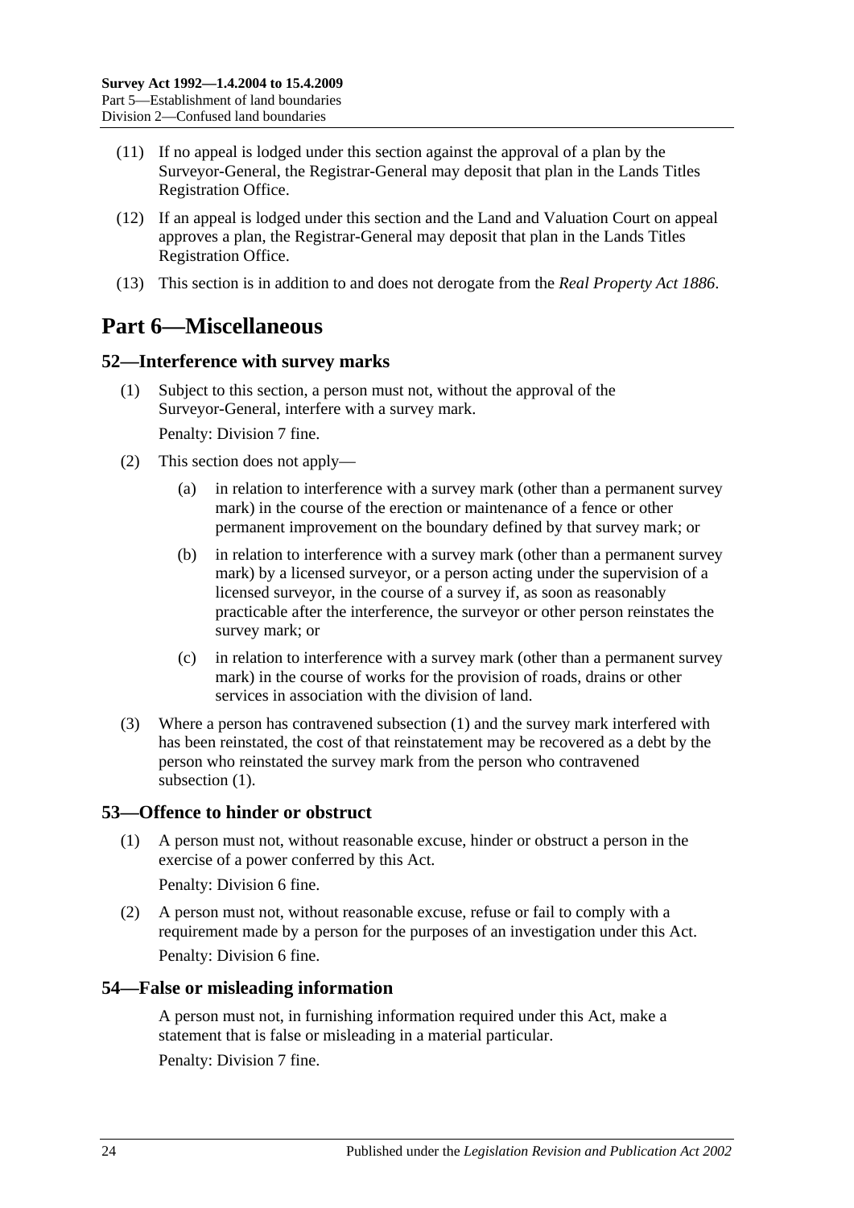(11) If no appeal is lodged under this section against the approval of a plan by the Surveyor-General, the Registrar-General may deposit that plan in the Lands Titles Registration Office.

(12) If an appeal is lodged under this section and the Land and Valuation Court on appeal approves a plan, the Registrar-General may deposit that plan in the Lands Titles Registration Office.

(13) This section is in addition to and does not derogate from the *Real Property Act 1886*.

# Part 6—Miscellaneous

## 52—Interference with survey marks

(1) Subject to this section, a person must not, without the approval of the Surveyor-General, interfere with a survey mark.

Penalty: Division 7 fine.

(2) This section does not apply—

(a) in relation to interference with a survey mark (other than a permanent survey mark) in the course of the erection or maintenance of a fence or other permanent improvement on the boundary defined by that survey mark; or

(b) in relation to interference with a survey mark (other than a permanent survey mark) by a licensed surveyor, or a person acting under the supervision of a licensed surveyor, in the course of a survey if, as soon as reasonably practicable after the interference, the surveyor or other person reinstates the survey mark; or

(c) in relation to interference with a survey mark (other than a permanent survey mark) in the course of works for the provision of roads, drains or other services in association with the division of land.

(3) Where a person has contravened subsection (1) and the survey mark interfered with has been reinstated, the cost of that reinstatement may be recovered as a debt by the person who reinstated the survey mark from the person who contravened subsection (1).

## 53—Offence to hinder or obstruct

(1) A person must not, without reasonable excuse, hinder or obstruct a person in the exercise of a power conferred by this Act.

Penalty: Division 6 fine.

(2) A person must not, without reasonable excuse, refuse or fail to comply with a requirement made by a person for the purposes of an investigation under this Act.

Penalty: Division 6 fine.

## 54—False or misleading information

A person must not, in furnishing information required under this Act, make a statement that is false or misleading in a material particular.

Penalty: Division 7 fine.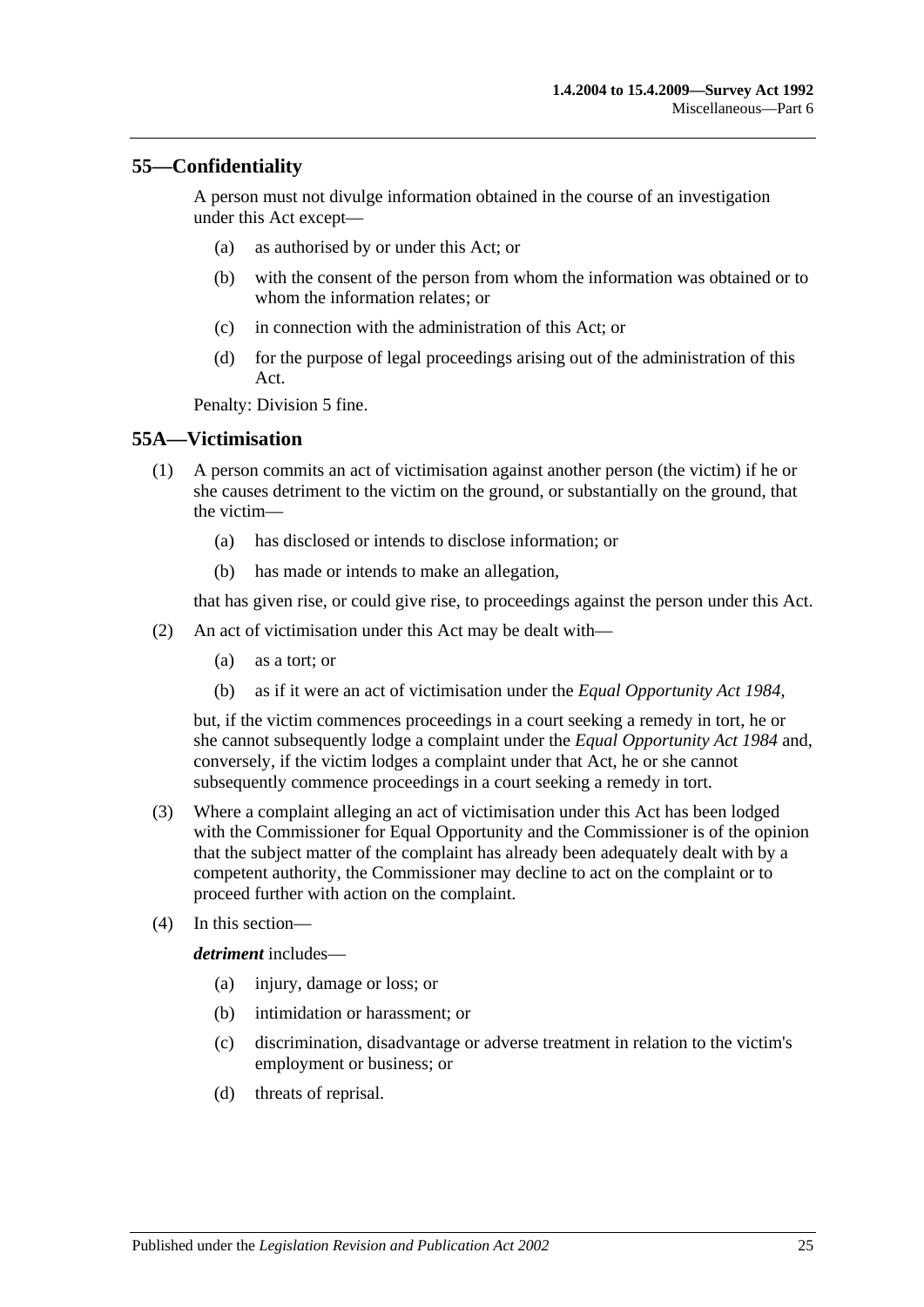## 55—Confidentiality

A person must not divulge information obtained in the course of an investigation under this Act except—

(a) as authorised by or under this Act; or

(b) with the consent of the person from whom the information was obtained or to whom the information relates; or

(c) in connection with the administration of this Act; or

(d) for the purpose of legal proceedings arising out of the administration of this Act.

Penalty: Division 5 fine.

## 55A—Victimisation

(1) A person commits an act of victimisation against another person (the victim) if he or she causes detriment to the victim on the ground, or substantially on the ground, that the victim—

(a) has disclosed or intends to disclose information; or

(b) has made or intends to make an allegation,

that has given rise, or could give rise, to proceedings against the person under this Act.

(2) An act of victimisation under this Act may be dealt with—

(a) as a tort; or

(b) as if it were an act of victimisation under the *Equal Opportunity Act 1984*,

but, if the victim commences proceedings in a court seeking a remedy in tort, he or she cannot subsequently lodge a complaint under the *Equal Opportunity Act 1984* and, conversely, if the victim lodges a complaint under that Act, he or she cannot subsequently commence proceedings in a court seeking a remedy in tort.

(3) Where a complaint alleging an act of victimisation under this Act has been lodged with the Commissioner for Equal Opportunity and the Commissioner is of the opinion that the subject matter of the complaint has already been adequately dealt with by a competent authority, the Commissioner may decline to act on the complaint or to proceed further with action on the complaint.

(4) In this section—

***detriment*** includes—

(a) injury, damage or loss; or

(b) intimidation or harassment; or

(c) discrimination, disadvantage or adverse treatment in relation to the victim's employment or business; or

(d) threats of reprisal.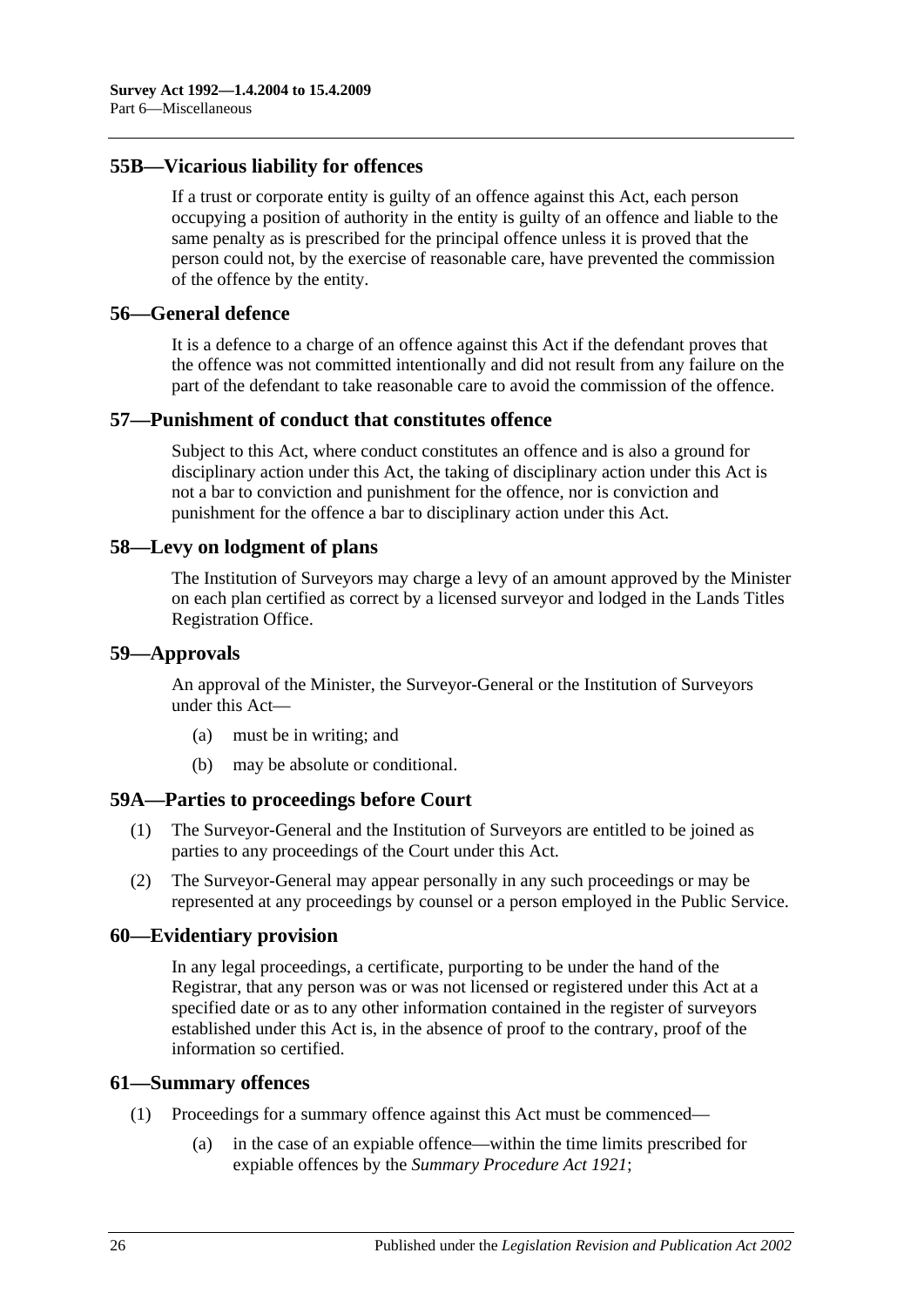## 55B—Vicarious liability for offences

If a trust or corporate entity is guilty of an offence against this Act, each person occupying a position of authority in the entity is guilty of an offence and liable to the same penalty as is prescribed for the principal offence unless it is proved that the person could not, by the exercise of reasonable care, have prevented the commission of the offence by the entity.

## 56—General defence

It is a defence to a charge of an offence against this Act if the defendant proves that the offence was not committed intentionally and did not result from any failure on the part of the defendant to take reasonable care to avoid the commission of the offence.

## 57—Punishment of conduct that constitutes offence

Subject to this Act, where conduct constitutes an offence and is also a ground for disciplinary action under this Act, the taking of disciplinary action under this Act is not a bar to conviction and punishment for the offence, nor is conviction and punishment for the offence a bar to disciplinary action under this Act.

## 58—Levy on lodgment of plans

The Institution of Surveyors may charge a levy of an amount approved by the Minister on each plan certified as correct by a licensed surveyor and lodged in the Lands Titles Registration Office.

## 59—Approvals

An approval of the Minister, the Surveyor-General or the Institution of Surveyors under this Act—

(a) must be in writing; and

(b) may be absolute or conditional.

## 59A—Parties to proceedings before Court

(1) The Surveyor-General and the Institution of Surveyors are entitled to be joined as parties to any proceedings of the Court under this Act.

(2) The Surveyor-General may appear personally in any such proceedings or may be represented at any proceedings by counsel or a person employed in the Public Service.

## 60—Evidentiary provision

In any legal proceedings, a certificate, purporting to be under the hand of the Registrar, that any person was or was not licensed or registered under this Act at a specified date or as to any other information contained in the register of surveyors established under this Act is, in the absence of proof to the contrary, proof of the information so certified.

## 61—Summary offences

(1) Proceedings for a summary offence against this Act must be commenced—

(a) in the case of an expiable offence—within the time limits prescribed for expiable offences by the *Summary Procedure Act 1921*;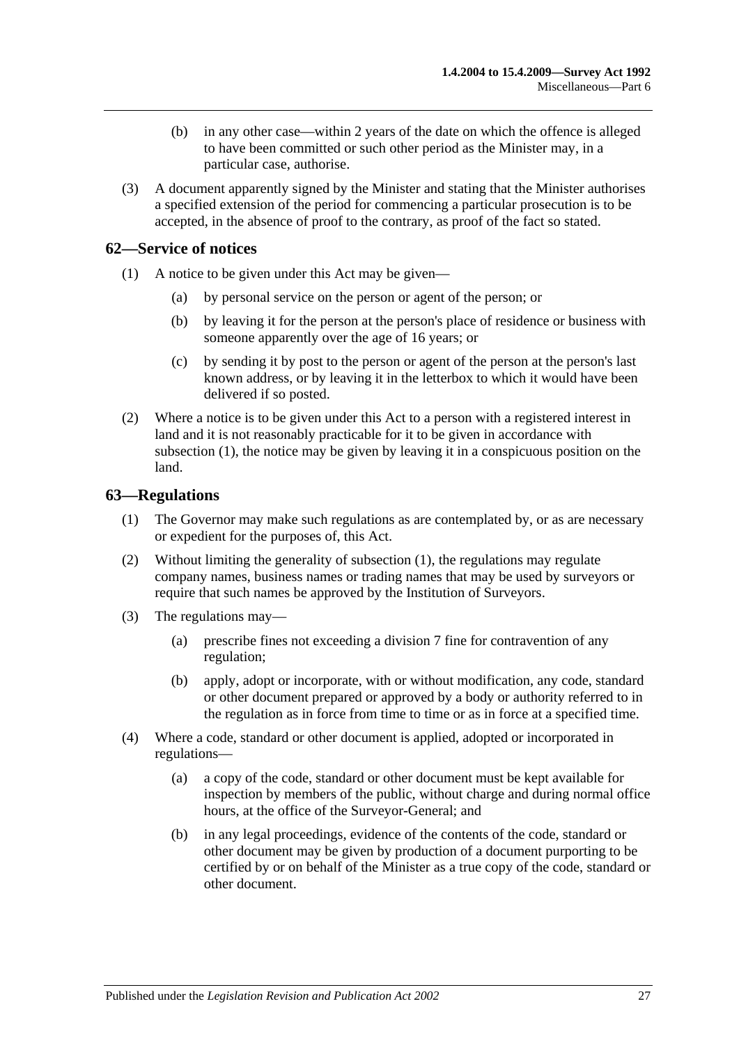(b) in any other case—within 2 years of the date on which the offence is alleged to have been committed or such other period as the Minister may, in a particular case, authorise.

(3) A document apparently signed by the Minister and stating that the Minister authorises a specified extension of the period for commencing a particular prosecution is to be accepted, in the absence of proof to the contrary, as proof of the fact so stated.

## 62—Service of notices

(1) A notice to be given under this Act may be given—

(a) by personal service on the person or agent of the person; or

(b) by leaving it for the person at the person's place of residence or business with someone apparently over the age of 16 years; or

(c) by sending it by post to the person or agent of the person at the person's last known address, or by leaving it in the letterbox to which it would have been delivered if so posted.

(2) Where a notice is to be given under this Act to a person with a registered interest in land and it is not reasonably practicable for it to be given in accordance with subsection (1), the notice may be given by leaving it in a conspicuous position on the land.

## 63—Regulations

(1) The Governor may make such regulations as are contemplated by, or as are necessary or expedient for the purposes of, this Act.

(2) Without limiting the generality of subsection (1), the regulations may regulate company names, business names or trading names that may be used by surveyors or require that such names be approved by the Institution of Surveyors.

(3) The regulations may—

(a) prescribe fines not exceeding a division 7 fine for contravention of any regulation;

(b) apply, adopt or incorporate, with or without modification, any code, standard or other document prepared or approved by a body or authority referred to in the regulation as in force from time to time or as in force at a specified time.

(4) Where a code, standard or other document is applied, adopted or incorporated in regulations—

(a) a copy of the code, standard or other document must be kept available for inspection by members of the public, without charge and during normal office hours, at the office of the Surveyor-General; and

(b) in any legal proceedings, evidence of the contents of the code, standard or other document may be given by production of a document purporting to be certified by or on behalf of the Minister as a true copy of the code, standard or other document.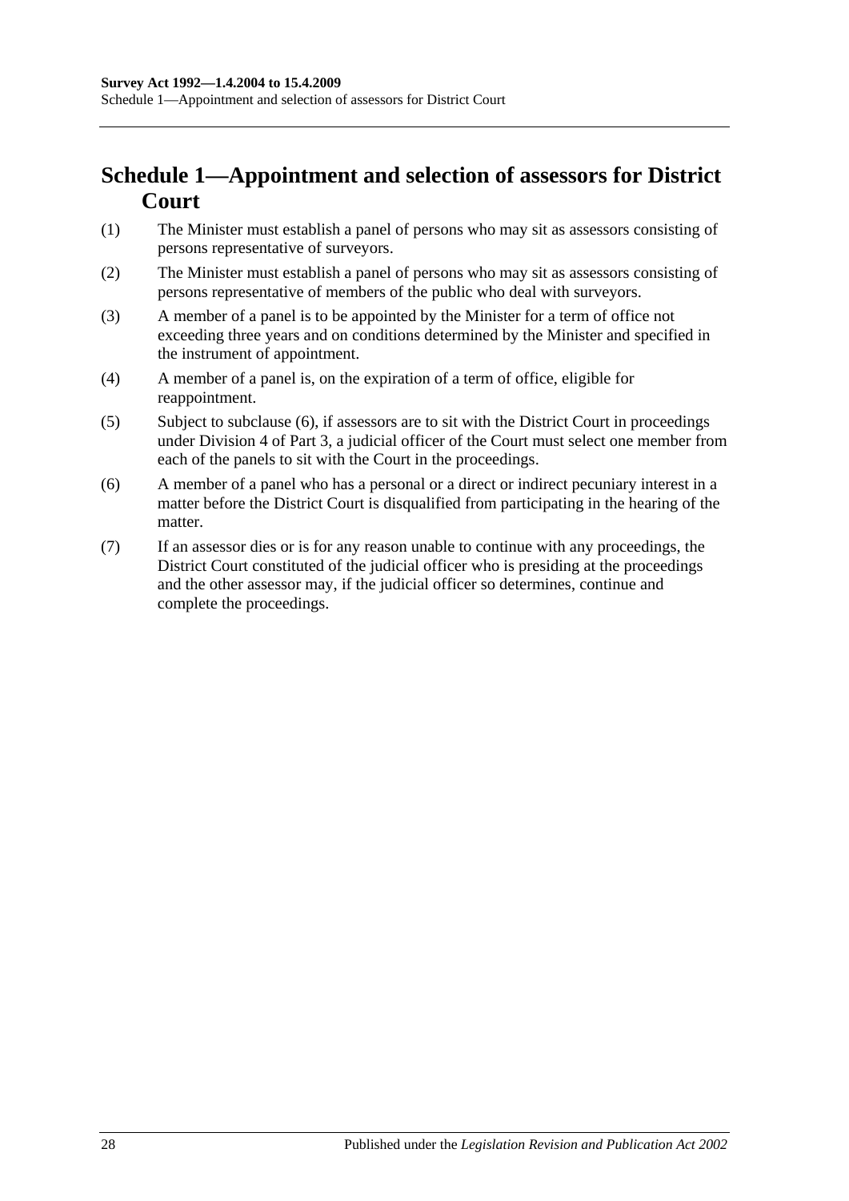# Schedule 1—Appointment and selection of assessors for District Court

(1) The Minister must establish a panel of persons who may sit as assessors consisting of persons representative of surveyors.

(2) The Minister must establish a panel of persons who may sit as assessors consisting of persons representative of members of the public who deal with surveyors.

(3) A member of a panel is to be appointed by the Minister for a term of office not exceeding three years and on conditions determined by the Minister and specified in the instrument of appointment.

(4) A member of a panel is, on the expiration of a term of office, eligible for reappointment.

(5) Subject to subclause (6), if assessors are to sit with the District Court in proceedings under Division 4 of Part 3, a judicial officer of the Court must select one member from each of the panels to sit with the Court in the proceedings.

(6) A member of a panel who has a personal or a direct or indirect pecuniary interest in a matter before the District Court is disqualified from participating in the hearing of the matter.

(7) If an assessor dies or is for any reason unable to continue with any proceedings, the District Court constituted of the judicial officer who is presiding at the proceedings and the other assessor may, if the judicial officer so determines, continue and complete the proceedings.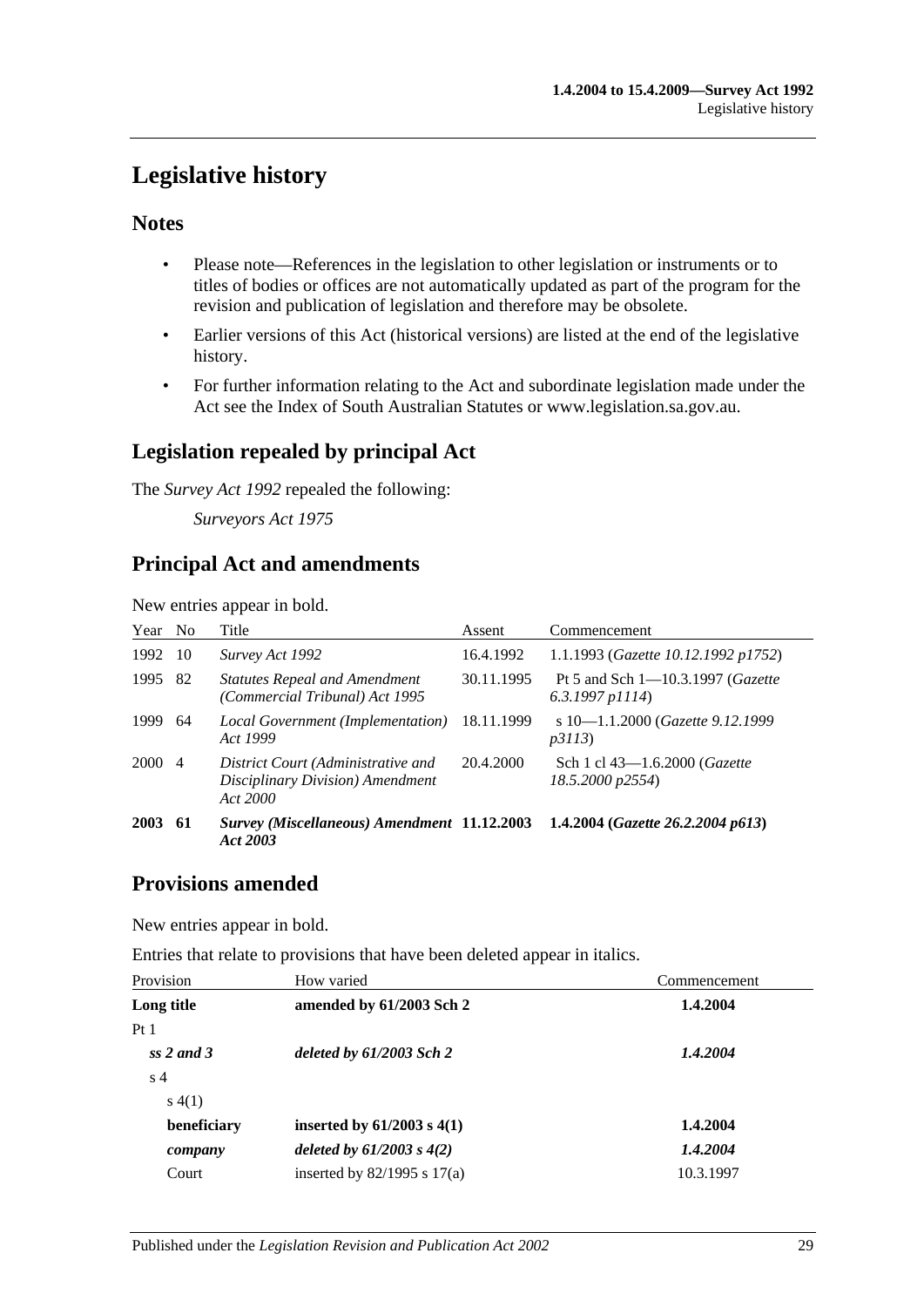# Legislative history

## Notes

- Please note—References in the legislation to other legislation or instruments or to titles of bodies or offices are not automatically updated as part of the program for the revision and publication of legislation and therefore may be obsolete.
- Earlier versions of this Act (historical versions) are listed at the end of the legislative history.
- For further information relating to the Act and subordinate legislation made under the Act see the Index of South Australian Statutes or www.legislation.sa.gov.au.

## Legislation repealed by principal Act

The *Survey Act 1992* repealed the following:

*Surveyors Act 1975*

## Principal Act and amendments

New entries appear in bold.

| Year | No | Title | Assent | Commencement |
|---|---|---|---|---|
| 1992 | 10 | *Survey Act 1992* | 16.4.1992 | 1.1.1993 (*Gazette 10.12.1992 p1752*) |
| 1995 | 82 | *Statutes Repeal and Amendment (Commercial Tribunal) Act 1995* | 30.11.1995 | Pt 5 and Sch 1—10.3.1997 (*Gazette 6.3.1997 p1114*) |
| 1999 | 64 | *Local Government (Implementation) Act 1999* | 18.11.1999 | s 10—1.1.2000 (*Gazette 9.12.1999 p3113*) |
| 2000 | 4 | *District Court (Administrative and Disciplinary Division) Amendment Act 2000* | 20.4.2000 | Sch 1 cl 43—1.6.2000 (*Gazette 18.5.2000 p2554*) |
| **2003** | **61** | ***Survey (Miscellaneous) Amendment Act 2003*** | **11.12.2003** | **1.4.2004 (*Gazette 26.2.2004 p613*)** |

## Provisions amended

New entries appear in bold.

Entries that relate to provisions that have been deleted appear in italics.

| Provision | How varied | Commencement |
|---|---|---|
| **Long title** | **amended by 61/2003 Sch 2** | **1.4.2004** |
| Pt 1 | | |
| ***ss 2 and 3*** | ***deleted by 61/2003 Sch 2*** | ***1.4.2004*** |
| s 4 | | |
| s 4(1) | | |
| **beneficiary** | **inserted by 61/2003 s 4(1)** | **1.4.2004** |
| ***company*** | ***deleted by 61/2003 s 4(2)*** | ***1.4.2004*** |
| Court | inserted by 82/1995 s 17(a) | 10.3.1997 |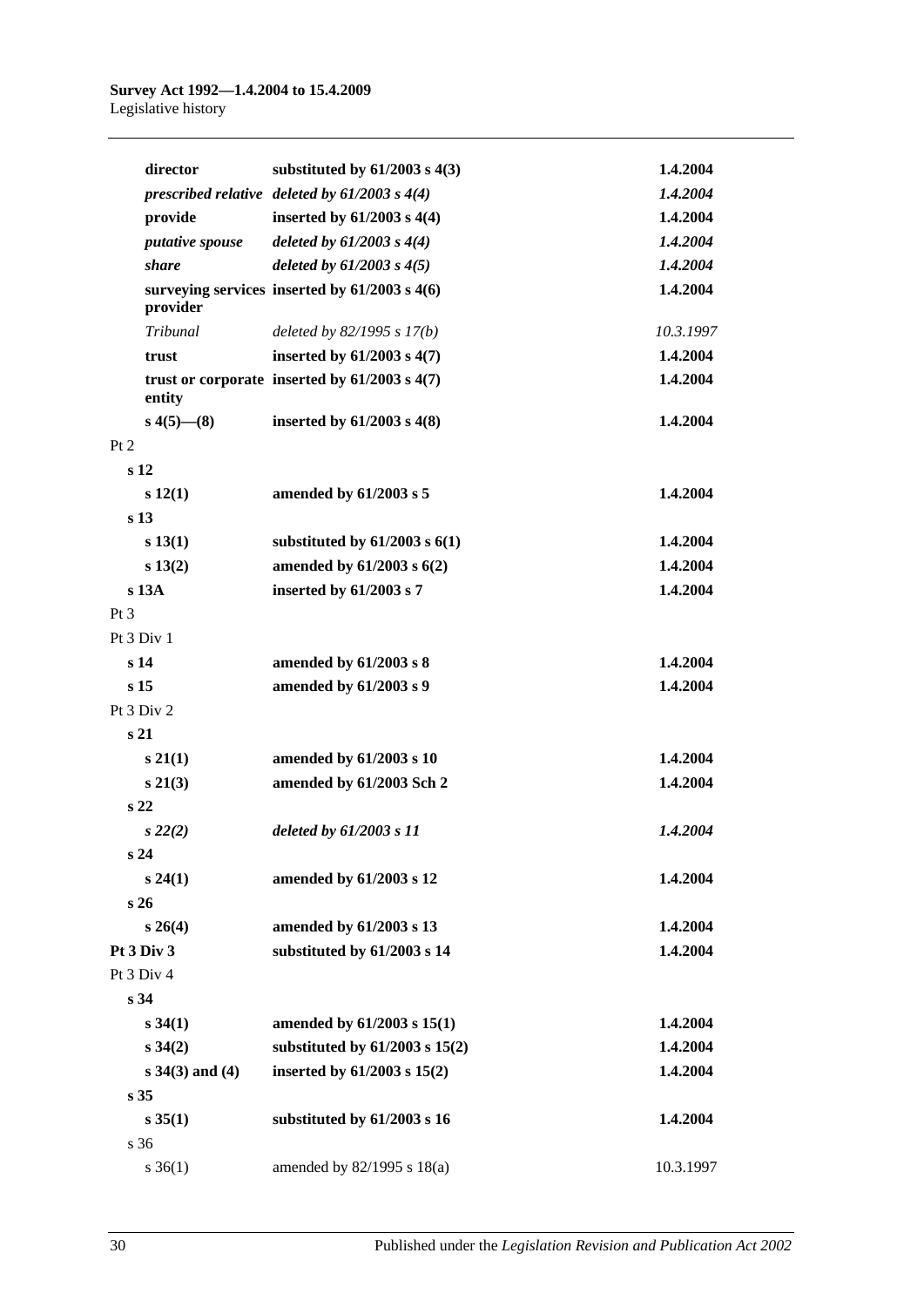| | | |
|---|---|---|
| **director** | **substituted by 61/2003 s 4(3)** | **1.4.2004** |
| ***prescribed relative*** | ***deleted by 61/2003 s 4(4)*** | ***1.4.2004*** |
| **provide** | **inserted by 61/2003 s 4(4)** | **1.4.2004** |
| ***putative spouse*** | ***deleted by 61/2003 s 4(4)*** | ***1.4.2004*** |
| ***share*** | ***deleted by 61/2003 s 4(5)*** | ***1.4.2004*** |
| **surveying services provider** | **inserted by 61/2003 s 4(6)** | **1.4.2004** |
| *Tribunal* | *deleted by 82/1995 s 17(b)* | *10.3.1997* |
| **trust** | **inserted by 61/2003 s 4(7)** | **1.4.2004** |
| **trust or corporate entity** | **inserted by 61/2003 s 4(7)** | **1.4.2004** |
| **s 4(5)—(8)** | **inserted by 61/2003 s 4(8)** | **1.4.2004** |
| Pt 2 | | |
| **s 12** | | |
| **s 12(1)** | **amended by 61/2003 s 5** | **1.4.2004** |
| **s 13** | | |
| **s 13(1)** | **substituted by 61/2003 s 6(1)** | **1.4.2004** |
| **s 13(2)** | **amended by 61/2003 s 6(2)** | **1.4.2004** |
| **s 13A** | **inserted by 61/2003 s 7** | **1.4.2004** |
| Pt 3 | | |
| Pt 3 Div 1 | | |
| **s 14** | **amended by 61/2003 s 8** | **1.4.2004** |
| **s 15** | **amended by 61/2003 s 9** | **1.4.2004** |
| Pt 3 Div 2 | | |
| **s 21** | | |
| **s 21(1)** | **amended by 61/2003 s 10** | **1.4.2004** |
| **s 21(3)** | **amended by 61/2003 Sch 2** | **1.4.2004** |
| **s 22** | | |
| ***s 22(2)*** | ***deleted by 61/2003 s 11*** | ***1.4.2004*** |
| **s 24** | | |
| **s 24(1)** | **amended by 61/2003 s 12** | **1.4.2004** |
| **s 26** | | |
| **s 26(4)** | **amended by 61/2003 s 13** | **1.4.2004** |
| **Pt 3 Div 3** | **substituted by 61/2003 s 14** | **1.4.2004** |
| Pt 3 Div 4 | | |
| **s 34** | | |
| **s 34(1)** | **amended by 61/2003 s 15(1)** | **1.4.2004** |
| **s 34(2)** | **substituted by 61/2003 s 15(2)** | **1.4.2004** |
| **s 34(3) and (4)** | **inserted by 61/2003 s 15(2)** | **1.4.2004** |
| **s 35** | | |
| **s 35(1)** | **substituted by 61/2003 s 16** | **1.4.2004** |
| s 36 | | |
| s 36(1) | amended by 82/1995 s 18(a) | 10.3.1997 |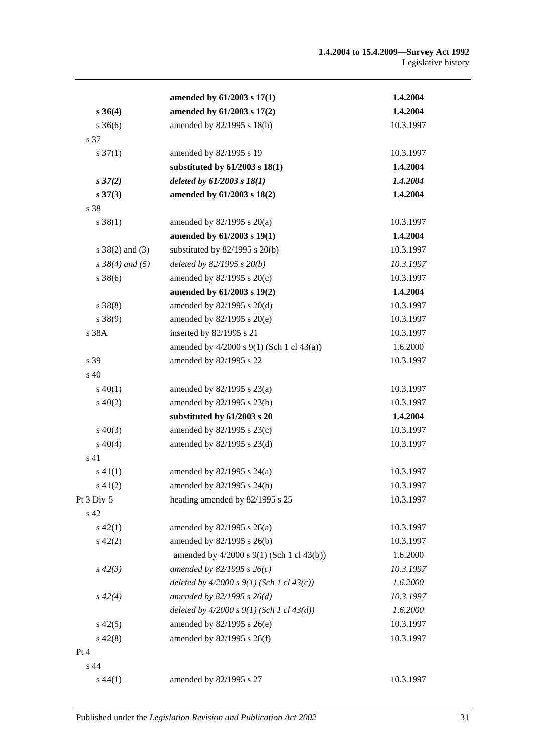| | | |
|---|---|---|
| | **amended by 61/2003 s 17(1)** | **1.4.2004** |
| **s 36(4)** | **amended by 61/2003 s 17(2)** | **1.4.2004** |
| s 36(6) | amended by 82/1995 s 18(b) | 10.3.1997 |
| s 37 | | |
| s 37(1) | amended by 82/1995 s 19 | 10.3.1997 |
| | **substituted by 61/2003 s 18(1)** | **1.4.2004** |
| ***s 37(2)*** | ***deleted by 61/2003 s 18(1)*** | ***1.4.2004*** |
| **s 37(3)** | **amended by 61/2003 s 18(2)** | **1.4.2004** |
| s 38 | | |
| s 38(1) | amended by 82/1995 s 20(a) | 10.3.1997 |
| | **amended by 61/2003 s 19(1)** | **1.4.2004** |
| s 38(2) and (3) | substituted by 82/1995 s 20(b) | 10.3.1997 |
| *s 38(4) and (5)* | *deleted by 82/1995 s 20(b)* | *10.3.1997* |
| s 38(6) | amended by 82/1995 s 20(c) | 10.3.1997 |
| | **amended by 61/2003 s 19(2)** | **1.4.2004** |
| s 38(8) | amended by 82/1995 s 20(d) | 10.3.1997 |
| s 38(9) | amended by 82/1995 s 20(e) | 10.3.1997 |
| s 38A | inserted by 82/1995 s 21 | 10.3.1997 |
| | amended by 4/2000 s 9(1) (Sch 1 cl 43(a)) | 1.6.2000 |
| s 39 | amended by 82/1995 s 22 | 10.3.1997 |
| s 40 | | |
| s 40(1) | amended by 82/1995 s 23(a) | 10.3.1997 |
| s 40(2) | amended by 82/1995 s 23(b) | 10.3.1997 |
| | **substituted by 61/2003 s 20** | **1.4.2004** |
| s 40(3) | amended by 82/1995 s 23(c) | 10.3.1997 |
| s 40(4) | amended by 82/1995 s 23(d) | 10.3.1997 |
| s 41 | | |
| s 41(1) | amended by 82/1995 s 24(a) | 10.3.1997 |
| s 41(2) | amended by 82/1995 s 24(b) | 10.3.1997 |
| Pt 3 Div 5 | heading amended by 82/1995 s 25 | 10.3.1997 |
| s 42 | | |
| s 42(1) | amended by 82/1995 s 26(a) | 10.3.1997 |
| s 42(2) | amended by 82/1995 s 26(b) | 10.3.1997 |
| | amended by 4/2000 s 9(1) (Sch 1 cl 43(b)) | 1.6.2000 |
| *s 42(3)* | *amended by 82/1995 s 26(c)* | *10.3.1997* |
| | *deleted by 4/2000 s 9(1) (Sch 1 cl 43(c))* | *1.6.2000* |
| *s 42(4)* | *amended by 82/1995 s 26(d)* | *10.3.1997* |
| | *deleted by 4/2000 s 9(1) (Sch 1 cl 43(d))* | *1.6.2000* |
| s 42(5) | amended by 82/1995 s 26(e) | 10.3.1997 |
| s 42(8) | amended by 82/1995 s 26(f) | 10.3.1997 |
| Pt 4 | | |
| s 44 | | |
| s 44(1) | amended by 82/1995 s 27 | 10.3.1997 |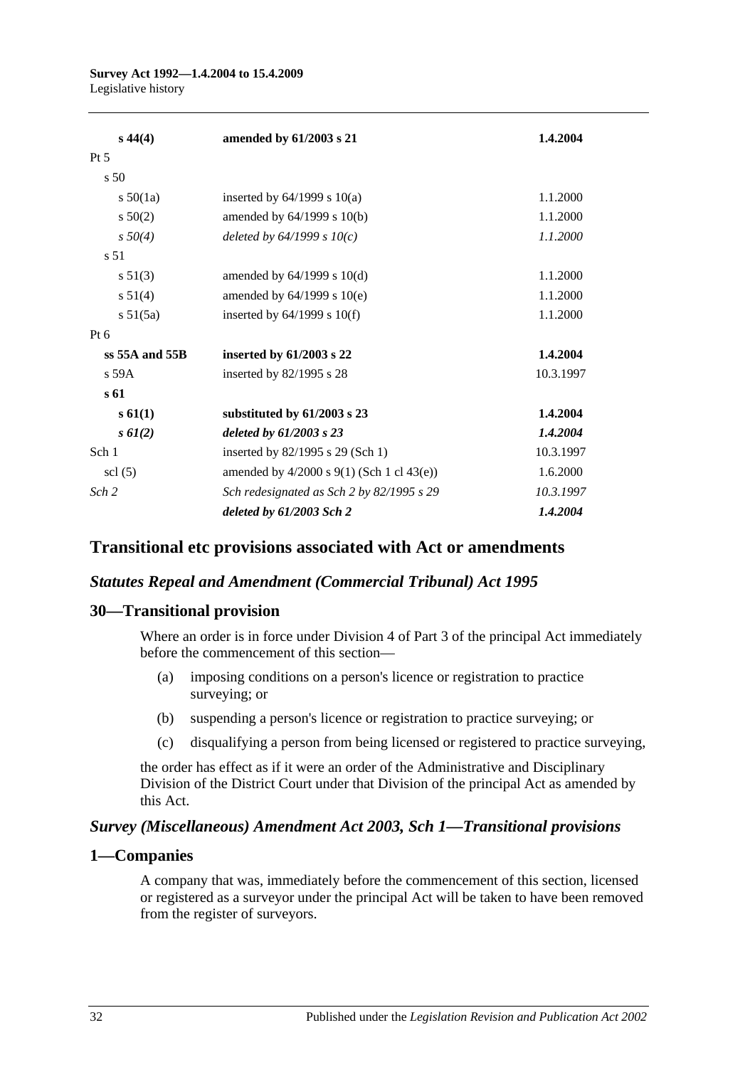| | | |
|---|---|---|
| **s 44(4)** | **amended by 61/2003 s 21** | **1.4.2004** |
| Pt 5 | | |
| s 50 | | |
| s 50(1a) | inserted by 64/1999 s 10(a) | 1.1.2000 |
| s 50(2) | amended by 64/1999 s 10(b) | 1.1.2000 |
| *s 50(4)* | *deleted by 64/1999 s 10(c)* | *1.1.2000* |
| s 51 | | |
| s 51(3) | amended by 64/1999 s 10(d) | 1.1.2000 |
| s 51(4) | amended by 64/1999 s 10(e) | 1.1.2000 |
| s 51(5a) | inserted by 64/1999 s 10(f) | 1.1.2000 |
| Pt 6 | | |
| **ss 55A and 55B** | **inserted by 61/2003 s 22** | **1.4.2004** |
| s 59A | inserted by 82/1995 s 28 | 10.3.1997 |
| **s 61** | | |
| **s 61(1)** | **substituted by 61/2003 s 23** | **1.4.2004** |
| ***s 61(2)*** | ***deleted by 61/2003 s 23*** | ***1.4.2004*** |
| Sch 1 | inserted by 82/1995 s 29 (Sch 1) | 10.3.1997 |
| scl (5) | amended by 4/2000 s 9(1) (Sch 1 cl 43(e)) | 1.6.2000 |
| *Sch 2* | *Sch redesignated as Sch 2 by 82/1995 s 29* | *10.3.1997* |
| | ***deleted by 61/2003 Sch 2*** | ***1.4.2004*** |

## Transitional etc provisions associated with Act or amendments

### *Statutes Repeal and Amendment (Commercial Tribunal) Act 1995*

### 30—Transitional provision

Where an order is in force under Division 4 of Part 3 of the principal Act immediately before the commencement of this section—

(a) imposing conditions on a person's licence or registration to practice surveying; or

(b) suspending a person's licence or registration to practice surveying; or

(c) disqualifying a person from being licensed or registered to practice surveying,

the order has effect as if it were an order of the Administrative and Disciplinary Division of the District Court under that Division of the principal Act as amended by this Act.

### *Survey (Miscellaneous) Amendment Act 2003, Sch 1—Transitional provisions*

### 1—Companies

A company that was, immediately before the commencement of this section, licensed or registered as a surveyor under the principal Act will be taken to have been removed from the register of surveyors.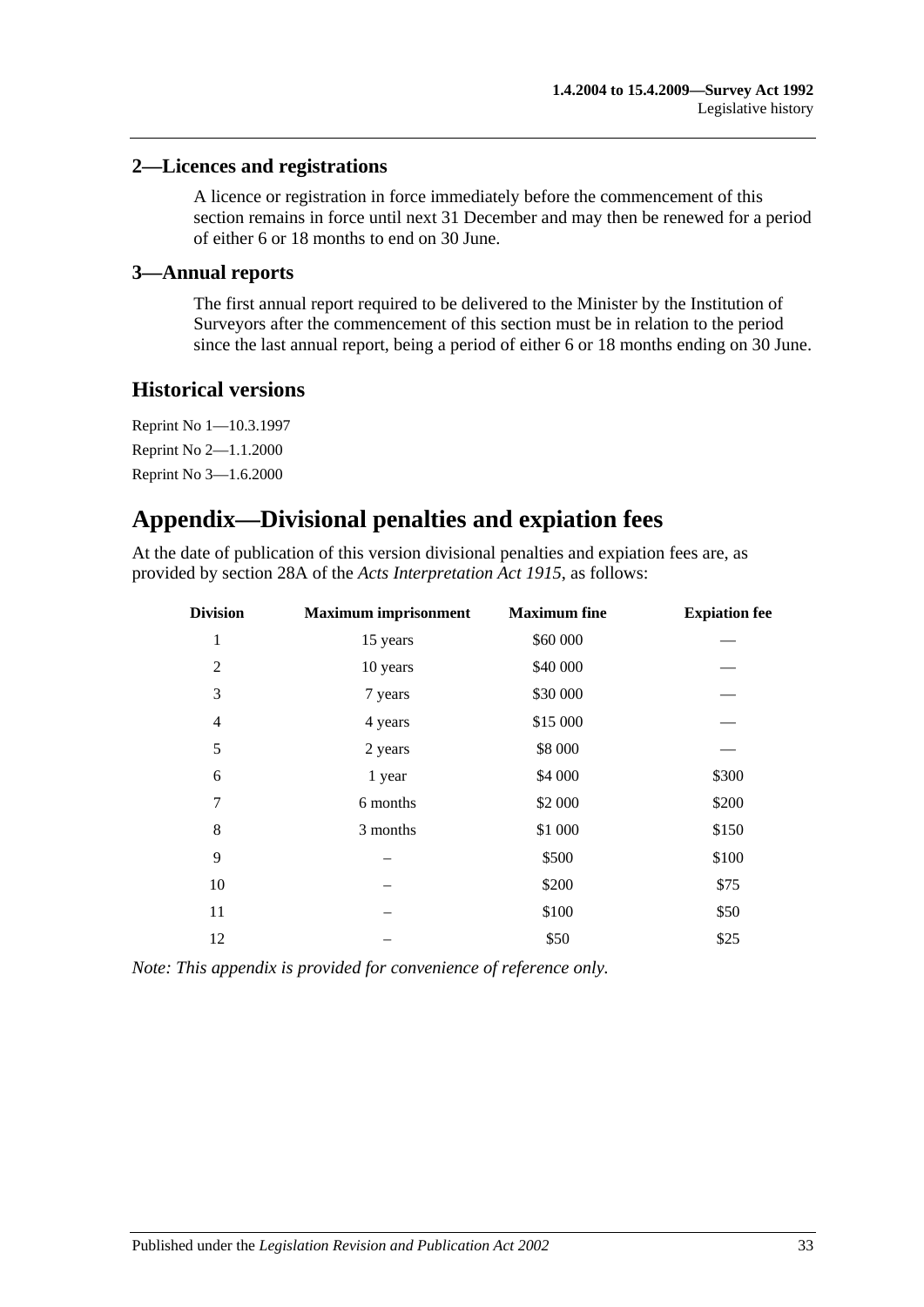## 2—Licences and registrations

A licence or registration in force immediately before the commencement of this section remains in force until next 31 December and may then be renewed for a period of either 6 or 18 months to end on 30 June.

## 3—Annual reports

The first annual report required to be delivered to the Minister by the Institution of Surveyors after the commencement of this section must be in relation to the period since the last annual report, being a period of either 6 or 18 months ending on 30 June.

## Historical versions

Reprint No 1—10.3.1997

Reprint No 2—1.1.2000

Reprint No 3—1.6.2000

# Appendix—Divisional penalties and expiation fees

At the date of publication of this version divisional penalties and expiation fees are, as provided by section 28A of the *Acts Interpretation Act 1915*, as follows:

| Division | Maximum imprisonment | Maximum fine | Expiation fee |
|---|---|---|---|
| 1 | 15 years | $60 000 | — |
| 2 | 10 years | $40 000 | — |
| 3 | 7 years | $30 000 | — |
| 4 | 4 years | $15 000 | — |
| 5 | 2 years | $8 000 | — |
| 6 | 1 year | $4 000 | $300 |
| 7 | 6 months | $2 000 | $200 |
| 8 | 3 months | $1 000 | $150 |
| 9 | – | $500 | $100 |
| 10 | – | $200 | $75 |
| 11 | – | $100 | $50 |
| 12 | – | $50 | $25 |

*Note: This appendix is provided for convenience of reference only.*